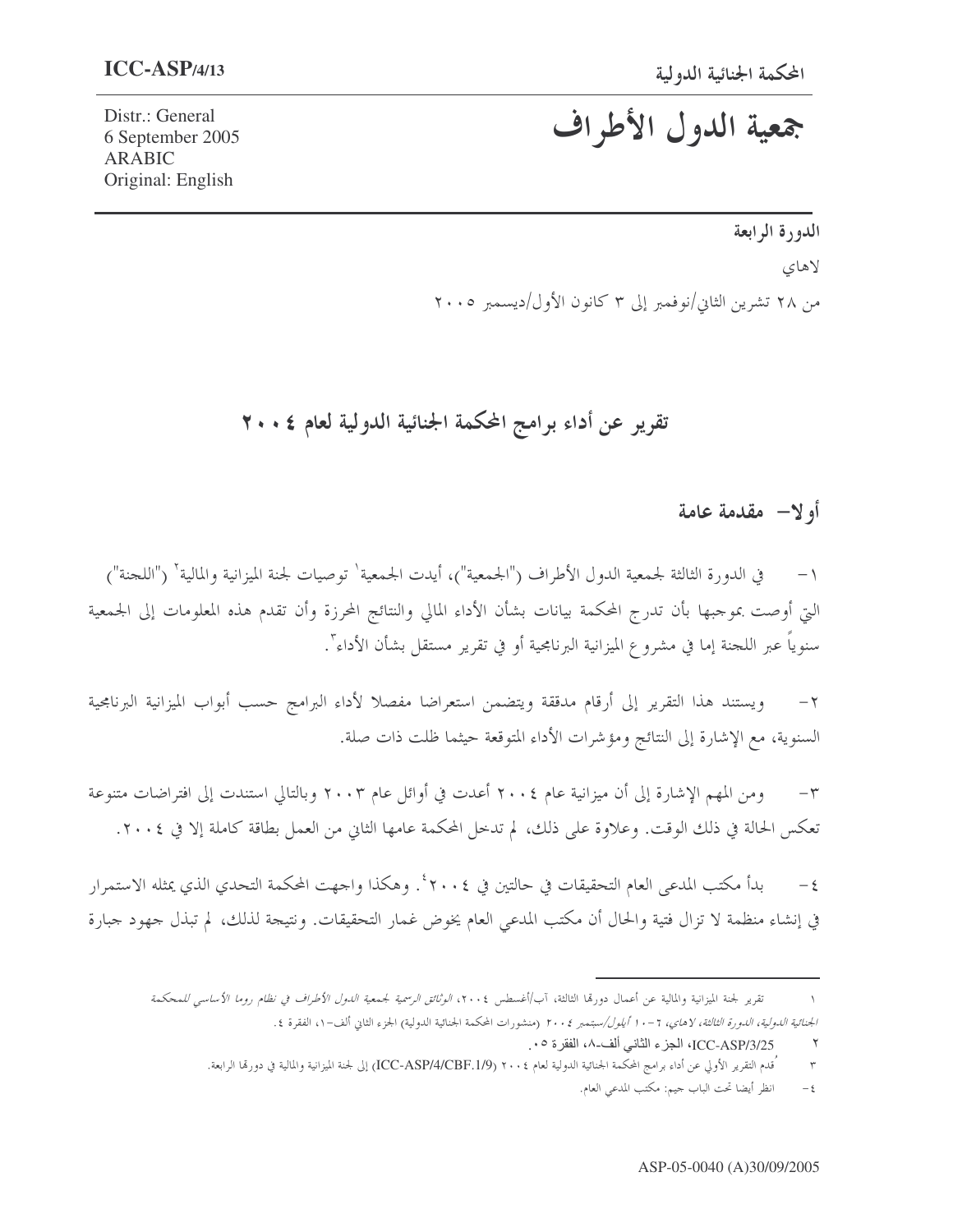ICC-ASP/4/13

المحكمة الجنائية الدولية

Distr.: General
6 September 2005
ARABIC
Original: English

# جمعية الدول الأطراف

الدورة الرابعة

لاهاي

من ٢٨ تشرين الثاني/نوفمبر إلى ٣ كانون الأول/ديسمبر ٢٠٠٥

## تقرير عن أداء برامج المحكمة الجنائية الدولية لعام ٢٠٠٤

### أولا- مقدمة عامة

١- في الدورة الثالثة لجمعية الدول الأطراف ("الجمعية")، أيدت الجمعية[١] توصيات لجنة الميزانية والمالية[٢] ("اللجنة") التي أوصت بموجبها بأن تدرج المحكمة بيانات بشأن الأداء المالي والنتائج المحرزة وأن تقدم هذه المعلومات إلى الجمعية سنوياً عبر اللجنة إما في مشروع الميزانية البرنامجية أو في تقرير مستقل بشأن الأداء[٣].

٢- ويستند هذا التقرير إلى أرقام مدققة ويتضمن استعراضا مفصلا لأداء البرامج حسب أبواب الميزانية البرنامجية السنوية، مع الإشارة إلى النتائج ومؤشرات الأداء المتوقعة حيثما ظلت ذات صلة.

٣- ومن المهم الإشارة إلى أن ميزانية عام ٢٠٠٤ أعدت في أوائل عام ٢٠٠٣ وبالتالي استندت إلى افتراضات متنوعة تعكس الحالة في ذلك الوقت. وعلاوة على ذلك، لم تدخل المحكمة عامها الثاني من العمل بطاقة كاملة إلا في ٢٠٠٤.

٤- بدأ مكتب المدعي العام التحقيقات في حالتين في ٢٠٠٤[٤]. وهكذا واجهت المحكمة التحدي الذي يمثله الاستمرار في إنشاء منظمة لا تزال فتية والحال أن مكتب المدعي العام يخوض غمار التحقيقات. ونتيجة لذلك، لم تبذل جهود جبارة

---

١ تقرير لجنة الميزانية والمالية عن أعمال دورتها الثالثة، آب/أغسطس ٢٠٠٤، *الوثائق الرسمية لجمعية الدول الأطراف في نظام روما الأساسي للمحكمة الجنائية الدولية، الدورة الثالثة، لاهاي، ٦-١٠ أيلول/سبتمبر ٢٠٠٤* (منشورات المحكمة الجنائية الدولية) الجزء الثاني ألف-١، الفقرة ٤.

٢ ICC-ASP/3/25، الجزء الثاني ألف-٨، الفقرة ٥٠.

٣ قُدم التقرير الأولي عن أداء برامج المحكمة الجنائية الدولية لعام ٢٠٠٤ (ICC-ASP/4/CBF.1/9) إلى لجنة الميزانية والمالية في دورتها الرابعة.

٤- انظر أيضا تحت الباب جيم: مكتب المدعي العام.

ASP-05-0040 (A)30/09/2005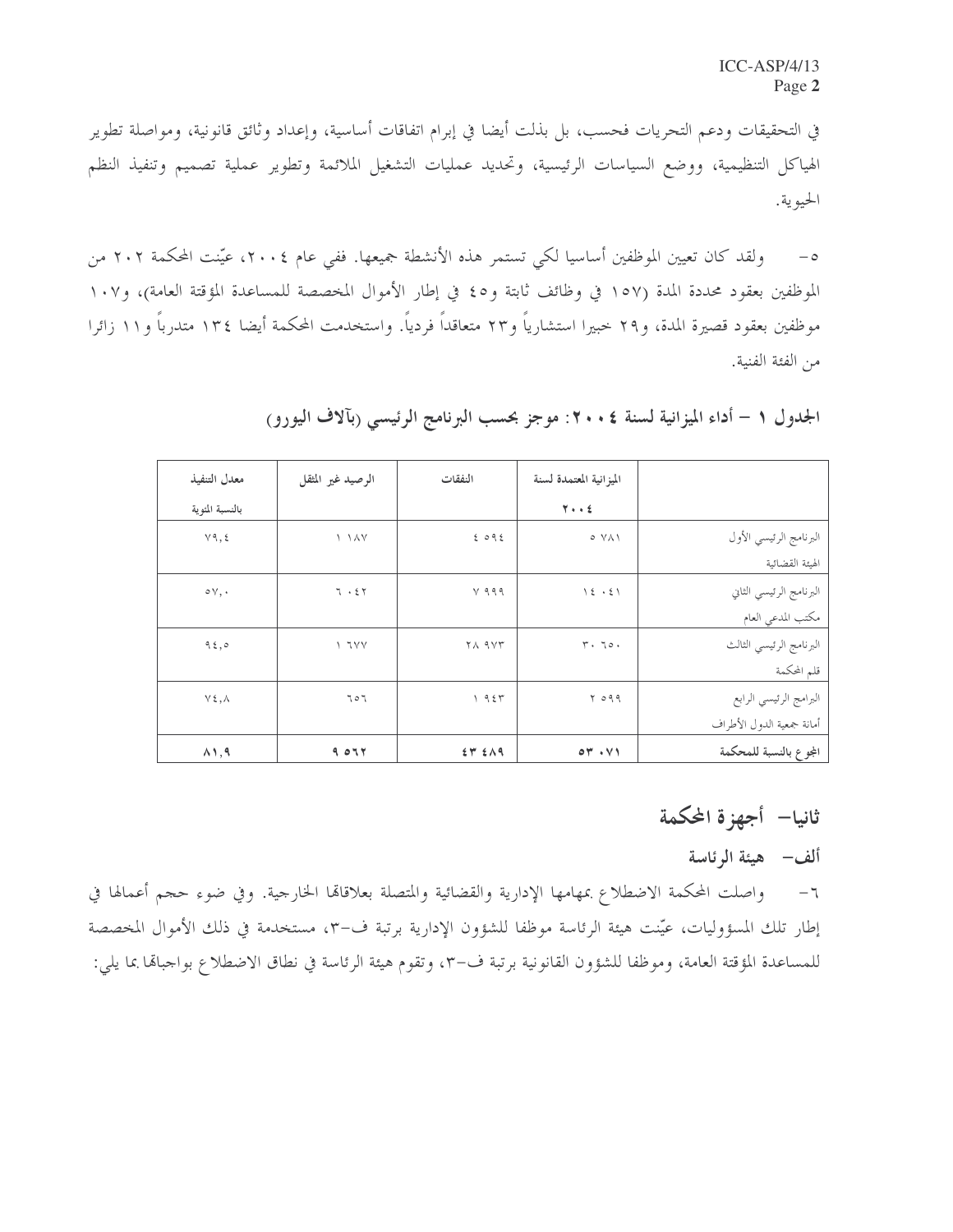في التحقيقات ودعم التحريات فحسب، بل بذلت أيضا في إبرام اتفاقات أساسية، وإعداد وثائق قانونية، ومواصلة تطوير الهياكل التنظيمية، ووضع السياسات الرئيسية، وتحديد عمليات التشغيل الملائمة وتطوير عملية تصميم وتنفيذ النظم الحيوية.

٥- ولقد كان تعيين الموظفين أساسيا لكي تستمر هذه الأنشطة جميعها. ففي عام ٢٠٠٤، عيّنت المحكمة ٢٠٢ من الموظفين بعقود محددة المدة (١٥٧ في وظائف ثابتة و٤٥ في إطار الأموال المخصصة للمساعدة المؤقتة العامة)، و١٠٧ موظفين بعقود قصيرة المدة، و٢٩ خبيرا استشارياً و٢٣ متعاقداً فردياً. واستخدمت المحكمة أيضا ١٣٤ متدرباً و١١ زائرا من الفئة الفنية.

**الجدول ١ – أداء الميزانية لسنة ٢٠٠٤: موجز بحسب البرنامج الرئيسي (بآلاف اليورو)**

| | الميزانية المعتمدة لسنة ٢٠٠٤ | النفقات | الرصيد غير المنفق | معدل التنفيذ بالنسبة المئوية |
|---|---|---|---|---|
| البرنامج الرئيسي الأول الهيئة القضائية | ٥ ٧٨١ | ٤ ٥٩٤ | ١ ١٨٧ | ٧٩,٤ |
| البرنامج الرئيسي الثاني مكتب المدعي العام | ١٤ ٠٤١ | ٧ ٩٩٩ | ٦ ٠٤٢ | ٥٧,٠ |
| البرنامج الرئيسي الثالث قلم المحكمة | ٣٠ ٦٥٠ | ٢٨ ٩٧٣ | ١ ٦٧٧ | ٩٤,٥ |
| البرامج الرئيسي الرابع أمانة جمعية الدول الأطراف | ٢ ٥٩٩ | ١ ٩٤٣ | ٦٥٦ | ٧٤,٨ |
| **المجموع بالنسبة للمحكمة** | **٥٣ ٠٧١** | **٤٣ ٤٨٩** | **٩ ٥٦٢** | **٨١,٩** |

## ثانيا– أجهزة المحكمة

### ألف– هيئة الرئاسة

٦- واصلت المحكمة الاضطلاع بمهامها الإدارية والقضائية والمتصلة بعلاقاتها الخارجية. وفي ضوء حجم أعمالها في إطار تلك المسؤوليات، عيّنت هيئة الرئاسة موظفا للشؤون الإدارية برتبة ف–٣، مستخدمة في ذلك الأموال المخصصة للمساعدة المؤقتة العامة، وموظفا للشؤون القانونية برتبة ف–٣، وتقوم هيئة الرئاسة في نطاق الاضطلاع بواجباتها بما يلي: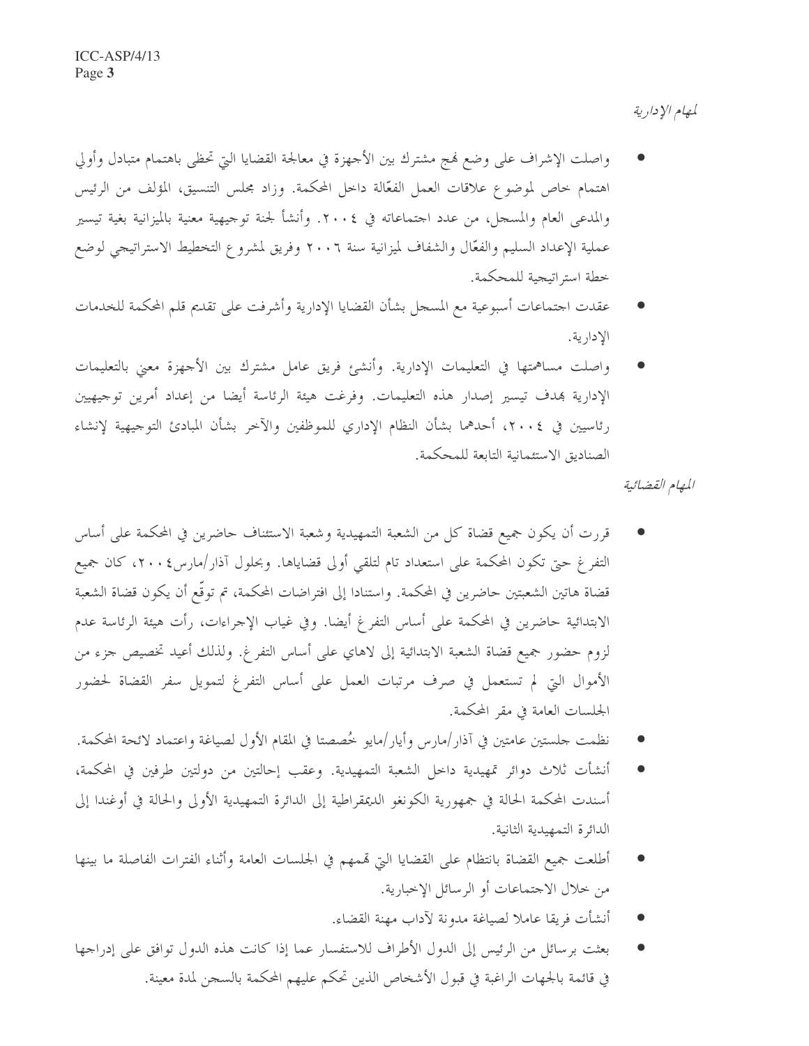*المهام الإدارية*

- واصلت الإشراف على وضع نهج مشترك بين الأجهزة في معالجة القضايا التي تحظى باهتمام متبادل وأولي اهتمام خاص لموضوع علاقات العمل الفعّالة داخل المحكمة. وزاد مجلس التنسيق، المؤلف من الرئيس والمدعي العام والمسجل، من عدد اجتماعاته في ٢٠٠٤. وأنشأ لجنة توجيهية معنية بالميزانية بغية تيسير عملية الإعداد السليم والفعّال والشفاف لميزانية سنة ٢٠٠٦ وفريق لمشروع التخطيط الاستراتيجي لوضع خطة استراتيجية للمحكمة.
- عقدت اجتماعات أسبوعية مع المسجل بشأن القضايا الإدارية وأشرفت على تقديم قلم المحكمة للخدمات الإدارية.
- واصلت مساهمتها في التعليمات الإدارية. وأنشئ فريق عامل مشترك بين الأجهزة معني بالتعليمات الإدارية بهدف تيسير إصدار هذه التعليمات. وفرغت هيئة الرئاسة أيضا من إعداد أمرين توجيهيين رئاسيين في ٢٠٠٤، أحدهما بشأن النظام الإداري للموظفين والآخر بشأن المبادئ التوجيهية لإنشاء الصناديق الاستئمانية التابعة للمحكمة.

*المهام القضائية*

- قررت أن يكون جميع قضاة كل من الشعبة التمهيدية وشعبة الاستئناف حاضرين في المحكمة على أساس التفرغ حتى تكون المحكمة على استعداد تام لتلقي أولى قضاياها. وبحلول آذار/مارس٢٠٠٤، كان جميع قضاة هاتين الشعبتين حاضرين في المحكمة. واستنادا إلى افتراضات المحكمة، تم توقّع أن يكون قضاة الشعبة الابتدائية حاضرين في المحكمة على أساس التفرغ أيضا. وفي غياب الإجراءات، رأت هيئة الرئاسة عدم لزوم حضور جميع قضاة الشعبة الابتدائية إلى لاهاي على أساس التفرغ. ولذلك أعيد تخصيص جزء من الأموال التي لم تستعمل في صرف مرتبات العمل على أساس التفرغ لتمويل سفر القضاة لحضور الجلسات العامة في مقر المحكمة.
- نظمت جلستين عامتين في آذار/مارس وأيار/مايو خُصصتا في المقام الأول لصياغة واعتماد لائحة المحكمة.
- أنشأت ثلاث دوائر تمهيدية داخل الشعبة التمهيدية. وعقب إحالتين من دولتين طرفين في المحكمة، أسندت المحكمة الحالة في جمهورية الكونغو الديمقراطية إلى الدائرة التمهيدية الأولى والحالة في أوغندا إلى الدائرة التمهيدية الثانية.
- أطلعت جميع القضاة بانتظام على القضايا التي تهمهم في الجلسات العامة وأثناء الفترات الفاصلة ما بينها من خلال الاجتماعات أو الرسائل الإخبارية.
- أنشأت فريقا عاملا لصياغة مدونة لآداب مهنة القضاء.
- بعثت برسائل من الرئيس إلى الدول الأطراف للاستفسار عما إذا كانت هذه الدول توافق على إدراجها في قائمة بالجهات الراغبة في قبول الأشخاص الذين تحكم عليهم المحكمة بالسجن لمدة معينة.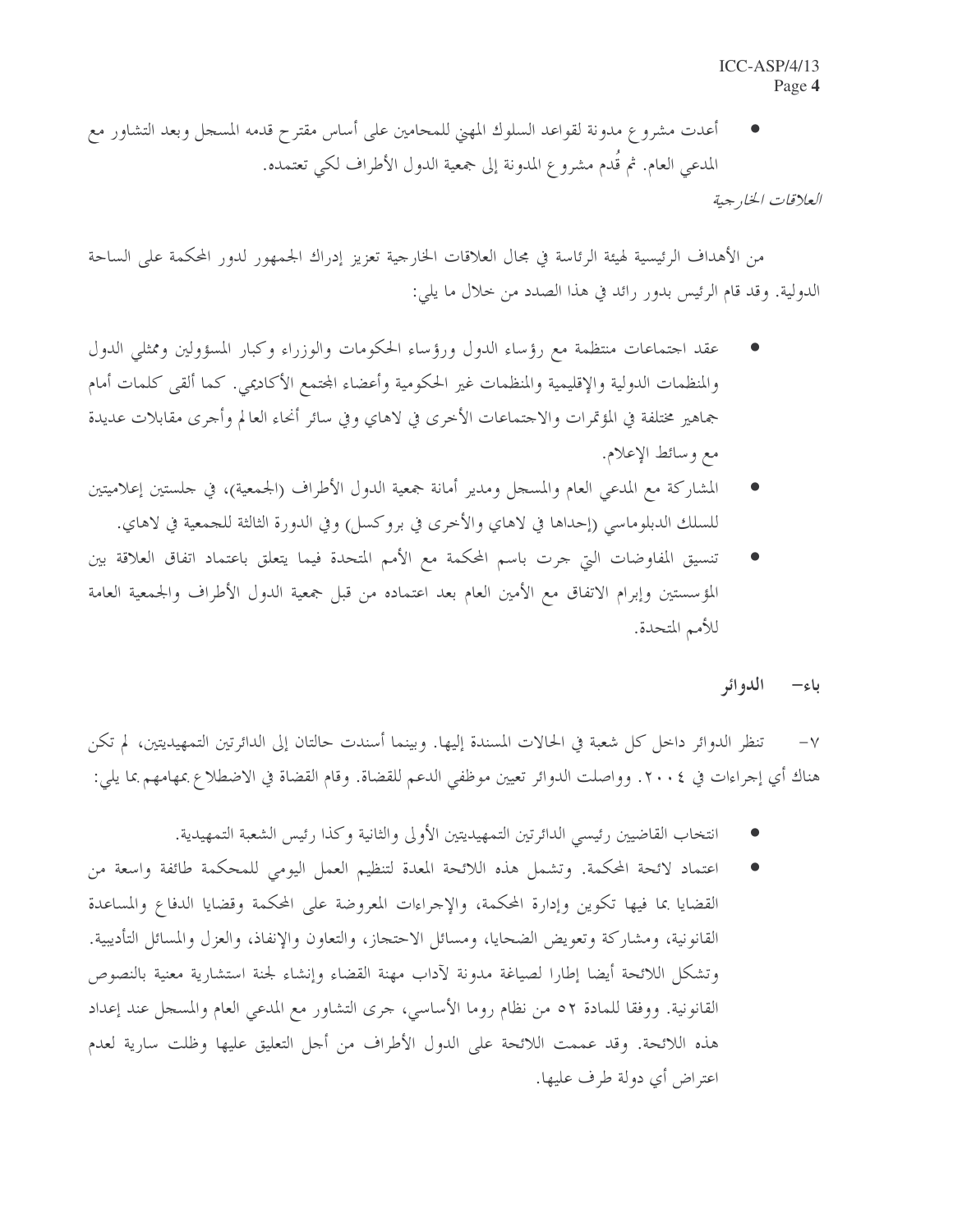- أعدت مشروع مدونة لقواعد السلوك المهني للمحامين على أساس مقترح قدمه المسجل وبعد التشاور مع المدعي العام. ثم قُدم مشروع المدونة إلى جمعية الدول الأطراف لكي تعتمده.

*العلاقات الخارجية*

من الأهداف الرئيسية لهيئة الرئاسة في مجال العلاقات الخارجية تعزيز إدراك الجمهور لدور المحكمة على الساحة الدولية. وقد قام الرئيس بدور رائد في هذا الصدد من خلال ما يلي:

- عقد اجتماعات منتظمة مع رؤساء الدول ورؤساء الحكومات والوزراء وكبار المسؤولين وممثلي الدول والمنظمات الدولية والإقليمية والمنظمات غير الحكومية وأعضاء المجتمع الأكاديمي. كما ألقى كلمات أمام جماهير مختلفة في المؤتمرات والاجتماعات الأخرى في لاهاي وفي سائر أنحاء العالم وأجرى مقابلات عديدة مع وسائط الإعلام.
- المشاركة مع المدعي العام والمسجل ومدير أمانة جمعية الدول الأطراف (الجمعية)، في جلستين إعلاميتين للسلك الدبلوماسي (إحداها في لاهاي والأخرى في بروكسل) وفي الدورة الثالثة للجمعية في لاهاي.
- تنسيق المفاوضات التي جرت باسم المحكمة مع الأمم المتحدة فيما يتعلق باعتماد اتفاق العلاقة بين المؤسستين وإبرام الاتفاق مع الأمين العام بعد اعتماده من قبل جمعية الدول الأطراف والجمعية العامة للأمم المتحدة.

## باء- الدوائر

٧- تنظر الدوائر داخل كل شعبة في الحالات المسندة إليها. وبينما أسندت حالتان إلى الدائرتين التمهيديتين، لم تكن هناك أي إجراءات في ٢٠٠٤. وواصلت الدوائر تعيين موظفي الدعم للقضاة. وقام القضاة في الاضطلاع بمهامهم بما يلي:

- انتخاب القاضيين رئيسي الدائرتين التمهيديتين الأولى والثانية وكذا رئيس الشعبة التمهيدية.
- اعتماد لائحة المحكمة. وتشمل هذه اللائحة المعدة لتنظيم العمل اليومي للمحكمة طائفة واسعة من القضايا بما فيها تكوين وإدارة المحكمة، والإجراءات المعروضة على المحكمة وقضايا الدفاع والمساعدة القانونية، ومشاركة وتعويض الضحايا، ومسائل الاحتجاز، والتعاون والإنفاذ، والعزل والمسائل التأديبية. وتشكل اللائحة أيضا إطارا لصياغة مدونة لآداب مهنة القضاء وإنشاء لجنة استشارية معنية بالنصوص القانونية. ووفقا للمادة ٥٢ من نظام روما الأساسي، جرى التشاور مع المدعي العام والمسجل عند إعداد هذه اللائحة. وقد عممت اللائحة على الدول الأطراف من أجل التعليق عليها وظلت سارية لعدم اعتراض أي دولة طرف عليها.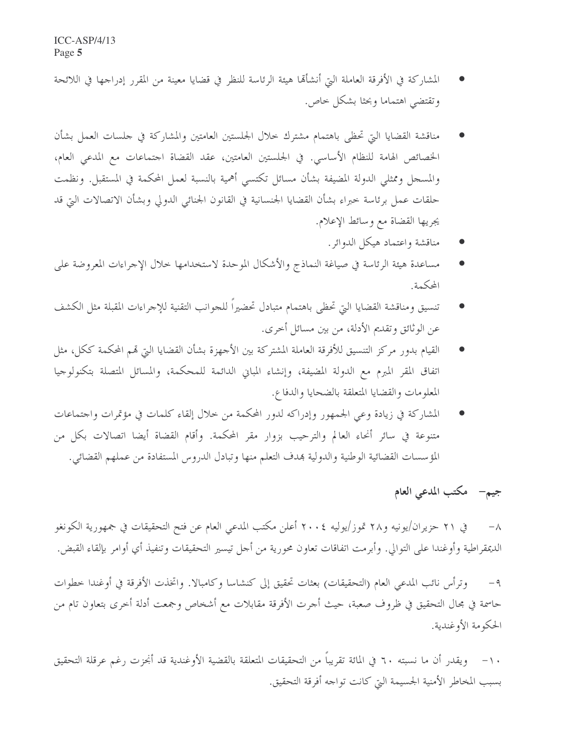- المشاركة في الأفرقة العاملة التي أنشأتها هيئة الرئاسة للنظر في قضايا معينة من المقرر إدراجها في اللائحة وتقتضي اهتماما وبحثا بشكل خاص.

- مناقشة القضايا التي تحظى باهتمام مشترك خلال الجلستين العامتين والمشاركة في جلسات العمل بشأن الخصائص الهامة للنظام الأساسي. في الجلستين العامتين، عقد القضاة اجتماعات مع المدعي العام، والمسجل وممثلي الدولة المضيفة بشأن مسائل تكتسي أهمية بالنسبة لعمل المحكمة في المستقبل. ونظمت حلقات عمل برئاسة خبراء بشأن القضايا الجنسانية في القانون الجنائي الدولي وبشأن الاتصالات التي قد يجريها القضاة مع وسائط الإعلام.
- مناقشة واعتماد هيكل الدوائر.
- مساعدة هيئة الرئاسة في صياغة النماذج والأشكال الموحدة لاستخدامها خلال الإجراءات المعروضة على المحكمة.
- تنسيق ومناقشة القضايا التي تحظى باهتمام متبادل تحضيراً للجوانب التقنية للإجراءات المقبلة مثل الكشف عن الوثائق وتقديم الأدلة، من بين مسائل أخرى.
- القيام بدور مركز التنسيق للأفرقة العاملة المشتركة بين الأجهزة بشأن القضايا التي تهم المحكمة ككل، مثل اتفاق المقر المبرم مع الدولة المضيفة، وإنشاء المباني الدائمة للمحكمة، والمسائل المتصلة بتكنولوجيا المعلومات والقضايا المتعلقة بالضحايا والدفاع.
- المشاركة في زيادة وعي الجمهور وإدراكه لدور المحكمة من خلال إلقاء كلمات في مؤتمرات واجتماعات متنوعة في سائر أنحاء العالم والترحيب بزوار مقر المحكمة. وأقام القضاة أيضا اتصالات بكل من المؤسسات القضائية الوطنية والدولية بهدف التعلم منها وتبادل الدروس المستفادة من عملهم القضائي.

## جيم- مكتب المدعي العام

٨- في ٢١ حزيران/يونيه و٢٨ تموز/يوليه ٢٠٠٤ أعلن مكتب المدعي العام عن فتح التحقيقات في جمهورية الكونغو الديمقراطية وأوغندا على التوالي. وأبرمت اتفاقات تعاون محورية من أجل تيسير التحقيقات وتنفيذ أي أوامر بإلقاء القبض.

٩- وترأس نائب المدعي العام (التحقيقات) بعثات تحقيق إلى كنشاسا وكامبالا. واتخذت الأفرقة في أوغندا خطوات حاسمة في مجال التحقيق في ظروف صعبة، حيث أجرت الأفرقة مقابلات مع أشخاص وجمعت أدلة أخرى بتعاون تام من الحكومة الأوغندية.

١٠- ويقدر أن ما نسبته ٦٠ في المائة تقريباً من التحقيقات المتعلقة بالقضية الأوغندية قد أنجزت رغم عرقلة التحقيق بسبب المخاطر الأمنية الجسيمة التي كانت تواجه أفرقة التحقيق.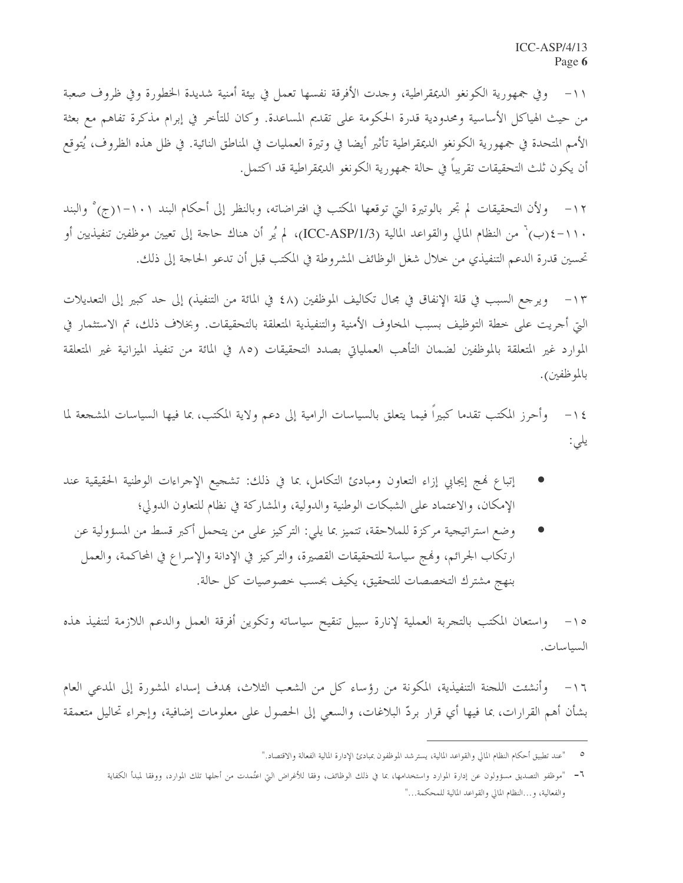١١- وفي جمهورية الكونغو الديمقراطية، وجدت الأفرقة نفسها تعمل في بيئة أمنية شديدة الخطورة وفي ظروف صعبة من حيث الهياكل الأساسية ومحدودية قدرة الحكومة على تقديم المساعدة. وكان للتأخر في إبرام مذكرة تفاهم مع بعثة الأمم المتحدة في جمهورية الكونغو الديمقراطية تأثير أيضا في وتيرة العمليات في المناطق النائية. في ظل هذه الظروف، يُتوقع أن يكون ثلث التحقيقات تقريباً في حالة جمهورية الكونغو الديمقراطية قد اكتمل.

١٢- ولأن التحقيقات لم تجر بالوتيرة التي توقعها المكتب في افتراضاته، وبالنظر إلى أحكام البند ١٠١-١(ج)[٥] والبند ١١٠-٤(ب)[٦] من النظام المالي والقواعد المالية (ICC-ASP/1/3)، لم يُر أن هناك حاجة إلى تعيين موظفين تنفيذيين أو تحسين قدرة الدعم التنفيذي من خلال شغل الوظائف المشروطة في المكتب قبل أن تدعو الحاجة إلى ذلك.

١٣- ويرجع السبب في قلة الإنفاق في مجال تكاليف الموظفين (٤٨ في المائة من التنفيذ) إلى حد كبير إلى التعديلات التي أجريت على خطة التوظيف بسبب المخاوف الأمنية والتنفيذية المتعلقة بالتحقيقات. وبخلاف ذلك، تم الاستثمار في الموارد غير المتعلقة بالموظفين لضمان التأهب العملياتي بصدد التحقيقات (٨٥ في المائة من تنفيذ الميزانية غير المتعلقة بالموظفين).

١٤- وأحرز المكتب تقدما كبيراً فيما يتعلق بالسياسات الرامية إلى دعم ولاية المكتب، بما فيها السياسات المشجعة لما يلي:

- إتباع نهج إيجابي إزاء التعاون ومبادئ التكامل، بما في ذلك: تشجيع الإجراءات الوطنية الحقيقية عند الإمكان، والاعتماد على الشبكات الوطنية والدولية، والمشاركة في نظام للتعاون الدولي؛
- وضع استراتيجية مركزة للملاحقة، تتميز بما يلي: التركيز على من يتحمل أكبر قسط من المسؤولية عن ارتكاب الجرائم، ونهج سياسة للتحقيقات القصيرة، والتركيز في الإدانة والإسراع في المحاكمة، والعمل بنهج مشترك التخصصات للتحقيق، يكيف بحسب خصوصيات كل حالة.

١٥- واستعان المكتب بالتجربة العملية لإنارة سبيل تنقيح سياساته وتكوين أفرقة العمل والدعم اللازمة لتنفيذ هذه السياسات.

١٦- وأنشئت اللجنة التنفيذية، المكونة من رؤساء كل من الشعب الثلاث، بهدف إسداء المشورة إلى المدعي العام بشأن أهم القرارات، بما فيها أي قرار بردّ البلاغات، والسعي إلى الحصول على معلومات إضافية، وإجراء تحاليل متعمقة

---

٥ "عند تطبيق أحكام النظام المالي والقواعد المالية، يسترشد الموظفون بمبادئ الإدارة المالية الفعالة والاقتصاد."

٦- "موظفو التصديق مسؤولون عن إدارة الموارد واستخدامها، بما في ذلك الوظائف، وفقا للأغراض التي اعتُمدت من أجلها تلك الموارد، ووفقا لمبدأ الكفاية والفعالية، و...النظام المالي والقواعد المالية للمحكمة..."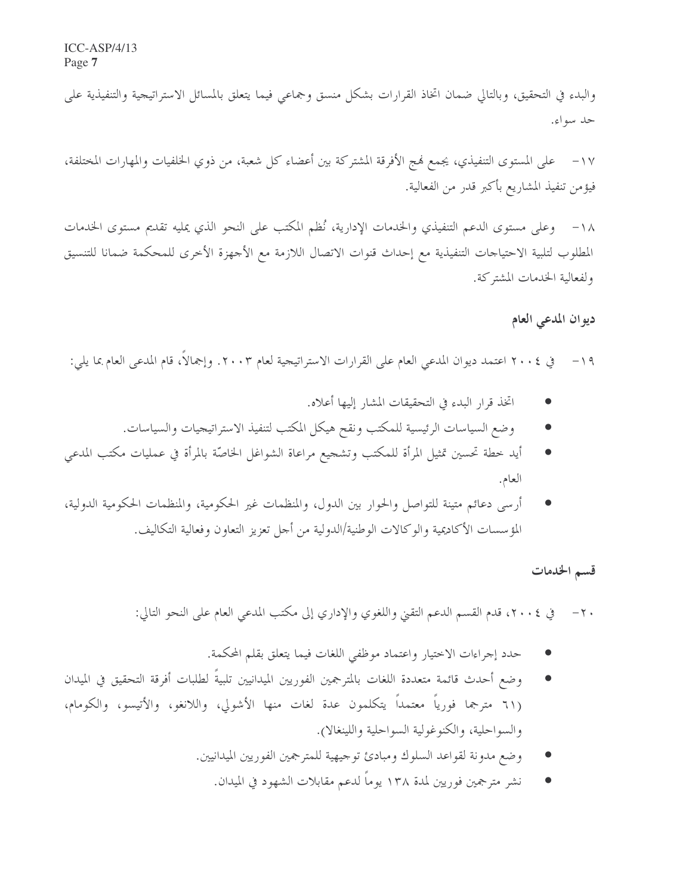والبدء في التحقيق، وبالتالي ضمان اتخاذ القرارات بشكل منسق وجماعي فيما يتعلق بالمسائل الاستراتيجية والتنفيذية على حد سواء.

١٧- على المستوى التنفيذي، يجمع نهج الأفرقة المشتركة بين أعضاء كل شعبة، من ذوي الخلفيات والمهارات المختلفة، فيؤمن تنفيذ المشاريع بأكبر قدر من الفعالية.

١٨- وعلى مستوى الدعم التنفيذي والخدمات الإدارية، نُظم المكتب على النحو الذي يمليه تقديم مستوى الخدمات المطلوب لتلبية الاحتياجات التنفيذية مع إحداث قنوات الاتصال اللازمة مع الأجهزة الأخرى للمحكمة ضمانا للتنسيق ولفعالية الخدمات المشتركة.

## ديوان المدعي العام

١٩- في ٢٠٠٤ اعتمد ديوان المدعي العام على القرارات الاستراتيجية لعام ٢٠٠٣. وإجمالاً، قام المدعى العام بما يلي:

- اتخذ قرار البدء في التحقيقات المشار إليها أعلاه.
- وضع السياسات الرئيسية للمكتب ونقح هيكل المكتب لتنفيذ الاستراتيجيات والسياسات.
- أيد خطة تحسين تمثيل المرأة للمكتب وتشجيع مراعاة الشواغل الخاصّة بالمرأة في عمليات مكتب المدعي العام.
- أرسى دعائم متينة للتواصل والحوار بين الدول، والمنظمات غير الحكومية، والمنظمات الحكومية الدولية، المؤسسات الأكاديمية والوكالات الوطنية/الدولية من أجل تعزيز التعاون وفعالية التكاليف.

## قسم الخدمات

٢٠- في ٢٠٠٤، قدم القسم الدعم التقني واللغوي والإداري إلى مكتب المدعي العام على النحو التالي:

- حدد إجراءات الاختيار واعتماد موظفي اللغات فيما يتعلق بقلم المحكمة.
- وضع أحدث قائمة متعددة اللغات بالمترجمين الفوريين الميدانيين تلبيةً لطلبات أفرقة التحقيق في الميدان (٦١ مترجما فورياً معتمداً يتكلمون عدة لغات منها الأشولي، واللانغو، والأتيسو، والكومام، والسواحلية، والكنوغولية السواحلية واللينغالا).
- وضع مدونة لقواعد السلوك ومبادئ توجيهية للمترجمين الفوريين الميدانيين.
- نشر مترجمين فوريين لمدة ١٣٨ يوماً لدعم مقابلات الشهود في الميدان.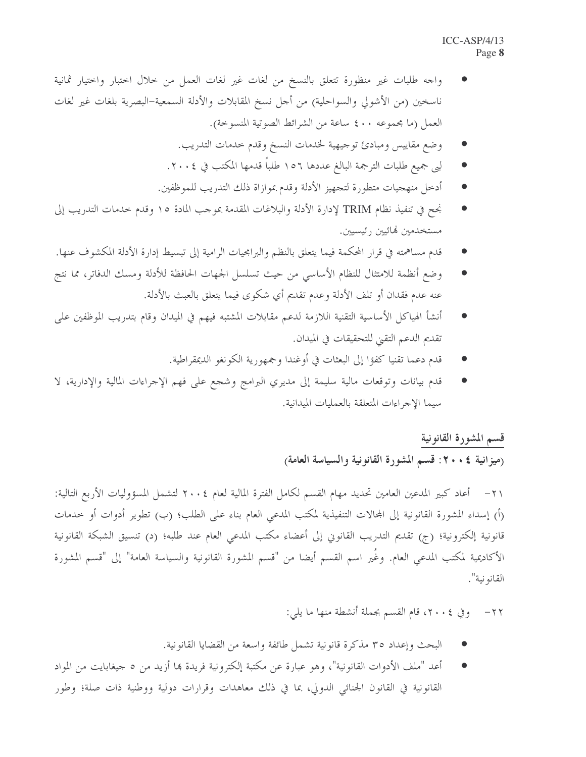- واجه طلبات غير منظورة تتعلق بالنسخ من لغات غير لغات العمل من خلال اختبار واختيار ثمانية ناسخين (من الأشولي والسواحلية) من أجل نسخ المقابلات والأدلة السمعية-البصرية بلغات غير لغات العمل (ما مجموعه ٤٠٠ ساعة من الشرائط الصوتية المنسوخة).
- وضع مقاييس ومبادئ توجيهية لخدمات النسخ وقدم خدمات التدريب.
- لبى جميع طلبات الترجمة البالغ عددها ١٥٦ طلباً قدمها المكتب في ٢٠٠٤.
- أدخل منهجيات متطورة لتجهيز الأدلة وقدم بموازاة ذلك التدريب للموظفين.
- نجح في تنفيذ نظام TRIM لإدارة الأدلة والبلاغات المقدمة بموجب المادة ١٥ وقدم خدمات التدريب إلى مستخدمين نهائيين رئيسيين.
- قدم مساهمته في قرار المحكمة فيما يتعلق بالنظم والبرامجيات الرامية إلى تبسيط إدارة الأدلة المكشوف عنها.
- وضع أنظمة للامتثال للنظام الأساسي من حيث تسلسل الجهات الحافظة للأدلة ومسك الدفاتر، مما نتج عنه عدم فقدان أو تلف الأدلة وعدم تقديم أي شكوى فيما يتعلق بالعبث بالأدلة.
- أنشأ الهياكل الأساسية التقنية اللازمة لدعم مقابلات المشتبه فيهم في الميدان وقام بتدريب الموظفين على تقديم الدعم التقني للتحقيقات في الميدان.
- قدم دعما تقنيا كفؤا إلى البعثات في أوغندا وجمهورية الكونغو الديمقراطية.
- قدم بيانات وتوقعات مالية سليمة إلى مديري البرامج وشجع على فهم الإجراءات المالية والإدارية، لا سيما الإجراءات المتعلقة بالعمليات الميدانية.

## قسم المشورة القانونية

**(ميزانية ٢٠٠٤: قسم المشورة القانونية والسياسة العامة)**

٢١- أعاد كبير المدعين العامين تحديد مهام القسم لكامل الفترة المالية لعام ٢٠٠٤ لتشمل المسؤوليات الأربع التالية: (أ) إسداء المشورة القانونية إلى المجالات التنفيذية لمكتب المدعي العام بناء على الطلب؛ (ب) تطوير أدوات أو خدمات قانونية إلكترونية؛ (ج) تقديم التدريب القانوني إلى أعضاء مكتب المدعي العام عند طلبه؛ (د) تنسيق الشبكة القانونية الأكاديمية لمكتب المدعي العام. وغُير اسم القسم أيضا من "قسم المشورة القانونية والسياسة العامة" إلى "قسم المشورة القانونية".

٢٢- وفي ٢٠٠٤، قام القسم بجملة أنشطة منها ما يلي:

- البحث وإعداد ٣٥ مذكرة قانونية تشمل طائفة واسعة من القضايا القانونية.
- أعد "ملف الأدوات القانونية"، وهو عبارة عن مكتبة إلكترونية فريدة بها أزيد من ٥ جيغابايت من المواد القانونية في القانون الجنائي الدولي، بما في ذلك معاهدات وقرارات دولية ووطنية ذات صلة؛ وطور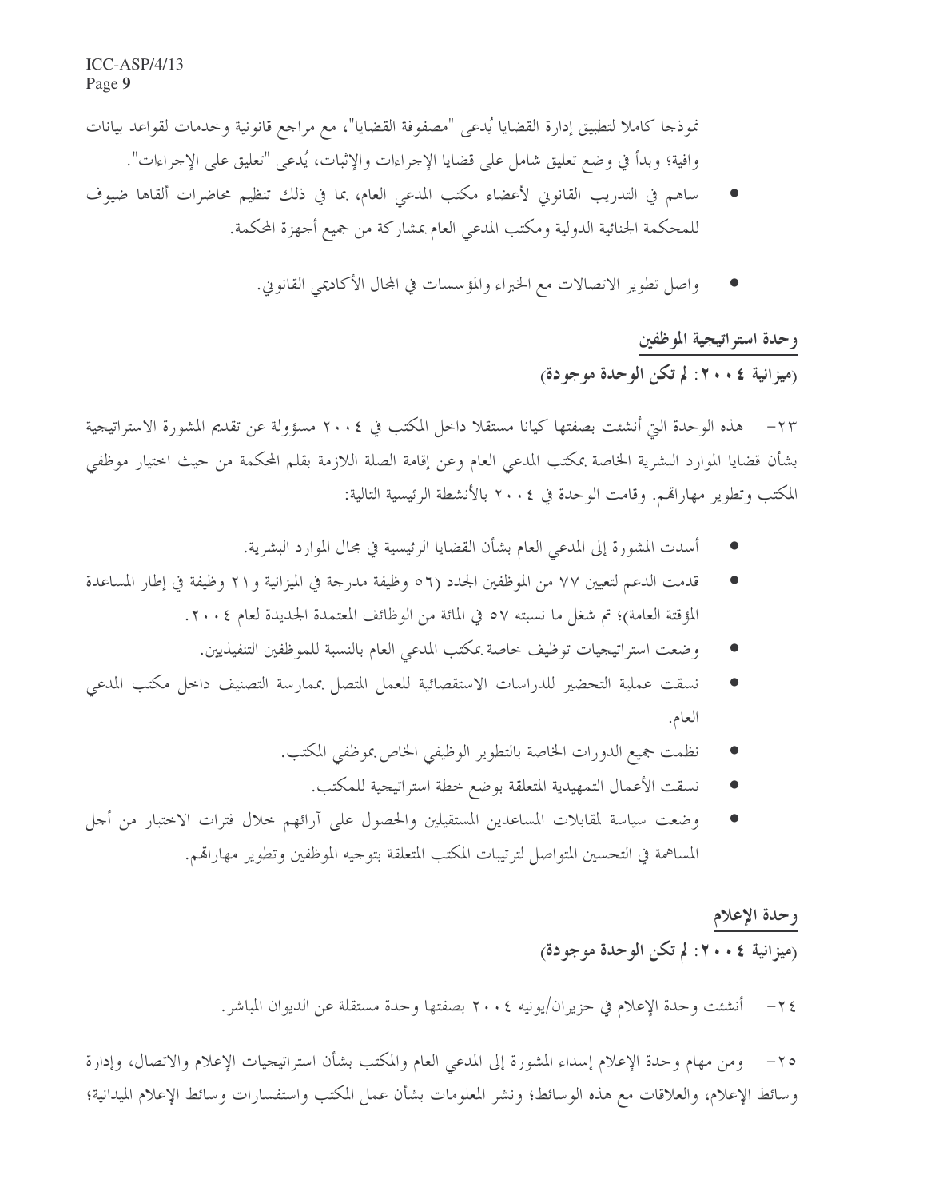نموذجا كاملا لتطبيق إدارة القضايا يُدعى "مصفوفة القضايا"، مع مراجع قانونية وخدمات لقواعد بيانات وافية؛ وبدأ في وضع تعليق شامل على قضايا الإجراءات والإثبات، يُدعى "تعليق على الإجراءات".

- ساهم في التدريب القانوني لأعضاء مكتب المدعي العام، بما في ذلك تنظيم محاضرات ألقاها ضيوف للمحكمة الجنائية الدولية ومكتب المدعي العام بمشاركة من جميع أجهزة المحكمة.
- واصل تطوير الاتصالات مع الخبراء والمؤسسات في المجال الأكاديمي القانوني.

## وحدة استراتيجية الموظفين

**(ميزانية ٢٠٠٤: لم تكن الوحدة موجودة)**

٢٣- هذه الوحدة التي أنشئت بصفتها كيانا مستقلا داخل المكتب في ٢٠٠٤ مسؤولة عن تقديم المشورة الاستراتيجية بشأن قضايا الموارد البشرية الخاصة بمكتب المدعي العام وعن إقامة الصلة اللازمة بقلم المحكمة من حيث اختيار موظفي المكتب وتطوير مهاراتهم. وقامت الوحدة في ٢٠٠٤ بالأنشطة الرئيسية التالية:

- أسدت المشورة إلى المدعي العام بشأن القضايا الرئيسية في مجال الموارد البشرية.
- قدمت الدعم لتعيين ٧٧ من الموظفين الجدد (٥٦ وظيفة مدرجة في الميزانية و٢١ وظيفة في إطار المساعدة المؤقتة العامة)؛ تم شغل ما نسبته ٥٧ في المائة من الوظائف المعتمدة الجديدة لعام ٢٠٠٤.
- وضعت استراتيجيات توظيف خاصة بمكتب المدعي العام بالنسبة للموظفين التنفيذيين.
- نسقت عملية التحضير للدراسات الاستقصائية للعمل المتصل بممارسة التصنيف داخل مكتب المدعي العام.
- نظمت جميع الدورات الخاصة بالتطوير الوظيفي الخاص بموظفي المكتب.
- نسقت الأعمال التمهيدية المتعلقة بوضع خطة استراتيجية للمكتب.
- وضعت سياسة لمقابلات المساعدين المستقيلين والحصول على آرائهم خلال فترات الاختبار من أجل المساهمة في التحسين المتواصل لترتيبات المكتب المتعلقة بتوجيه الموظفين وتطوير مهاراتهم.

## وحدة الإعلام

**(ميزانية ٢٠٠٤: لم تكن الوحدة موجودة)**

٢٤- أنشئت وحدة الإعلام في حزيران/يونيه ٢٠٠٤ بصفتها وحدة مستقلة عن الديوان المباشر.

٢٥- ومن مهام وحدة الإعلام إسداء المشورة إلى المدعي العام والمكتب بشأن استراتيجيات الإعلام والاتصال، وإدارة وسائط الإعلام، والعلاقات مع هذه الوسائط؛ ونشر المعلومات بشأن عمل المكتب واستفسارات وسائط الإعلام الميدانية؛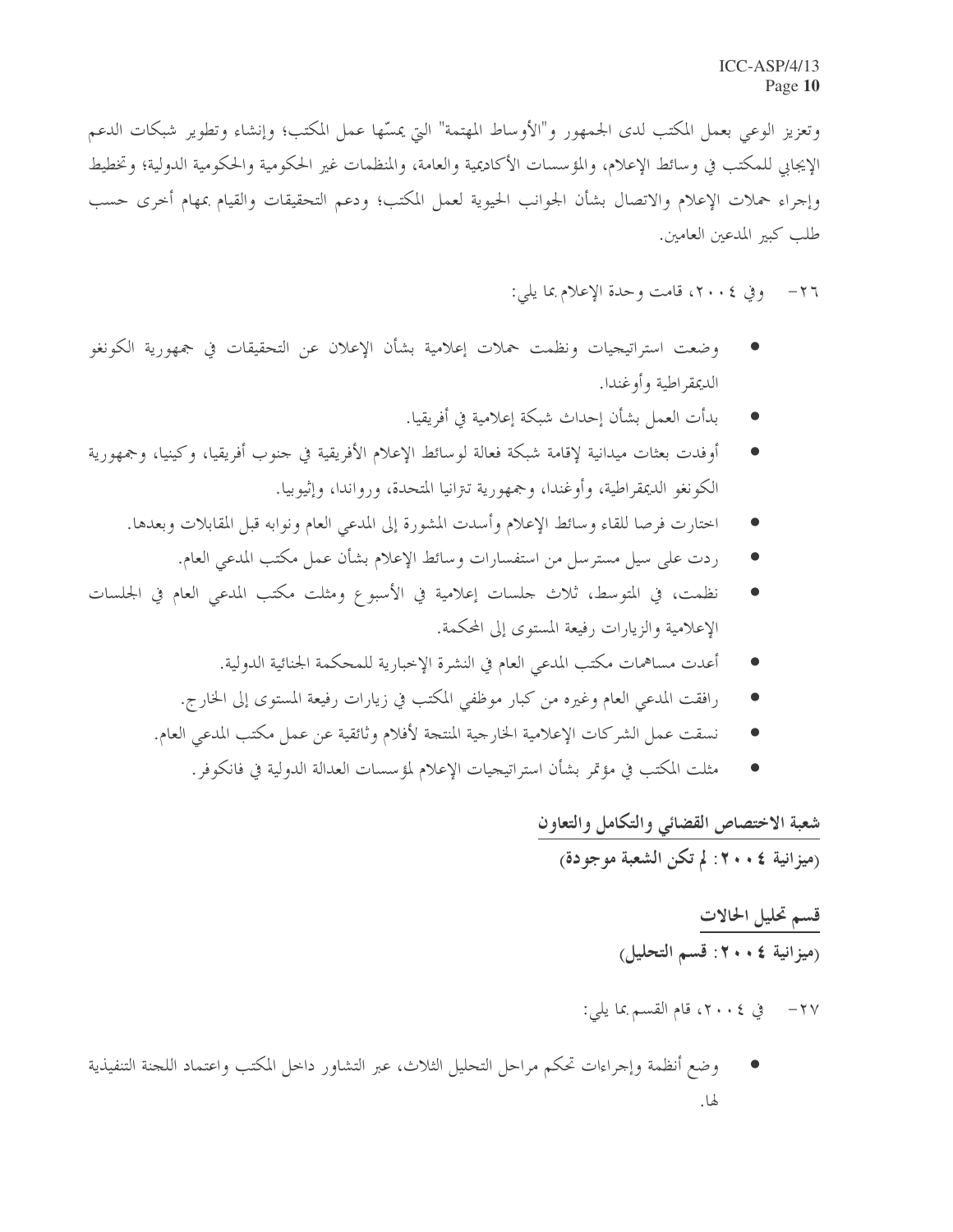وتعزيز الوعي بعمل المكتب لدى الجمهور و"الأوساط المهتمة" التي يمسّها عمل المكتب؛ وإنشاء وتطوير شبكات الدعم الإيجابي للمكتب في وسائط الإعلام، والمؤسسات الأكاديمية والعامة، والمنظمات غير الحكومية والحكومية الدولية؛ وتخطيط وإجراء حملات الإعلام والاتصال بشأن الجوانب الحيوية لعمل المكتب؛ ودعم التحقيقات والقيام بمهام أخرى حسب طلب كبير المدعين العامين.

٢٦- وفي ٢٠٠٤، قامت وحدة الإعلام بما يلي:

- وضعت استراتيجيات ونظمت حملات إعلامية بشأن الإعلان عن التحقيقات في جمهورية الكونغو الديمقراطية وأوغندا.
- بدأت العمل بشأن إحداث شبكة إعلامية في أفريقيا.
- أوفدت بعثات ميدانية لإقامة شبكة فعالة لوسائط الإعلام الأفريقية في جنوب أفريقيا، وكينيا، وجمهورية الكونغو الديمقراطية، وأوغندا، وجمهورية تنزانيا المتحدة، ورواندا، وإثيوبيا.
- اختارت فرصا للقاء وسائط الإعلام وأسدت المشورة إلى المدعي العام ونوابه قبل المقابلات وبعدها.
- ردت على سيل مسترسل من استفسارات وسائط الإعلام بشأن عمل مكتب المدعي العام.
- نظمت، في المتوسط، ثلاث جلسات إعلامية في الأسبوع ومثلت مكتب المدعي العام في الجلسات الإعلامية والزيارات رفيعة المستوى إلى المحكمة.
- أعدت مساهمات مكتب المدعي العام في النشرة الإخبارية للمحكمة الجنائية الدولية.
- رافقت المدعي العام وغيره من كبار موظفي المكتب في زيارات رفيعة المستوى إلى الخارج.
- نسقت عمل الشركات الإعلامية الخارجية المنتجة لأفلام وثائقية عن عمل مكتب المدعي العام.
- مثلت المكتب في مؤتمر بشأن استراتيجيات الإعلام لمؤسسات العدالة الدولية في فانكوفر.

## شعبة الاختصاص القضائي والتكامل والتعاون

**(ميزانية ٢٠٠٤: لم تكن الشعبة موجودة)**

## قسم تحليل الحالات

**(ميزانية ٢٠٠٤: قسم التحليل)**

٢٧- في ٢٠٠٤، قام القسم بما يلي:

- وضع أنظمة وإجراءات تحكم مراحل التحليل الثلاث، عبر التشاور داخل المكتب واعتماد اللجنة التنفيذية لها.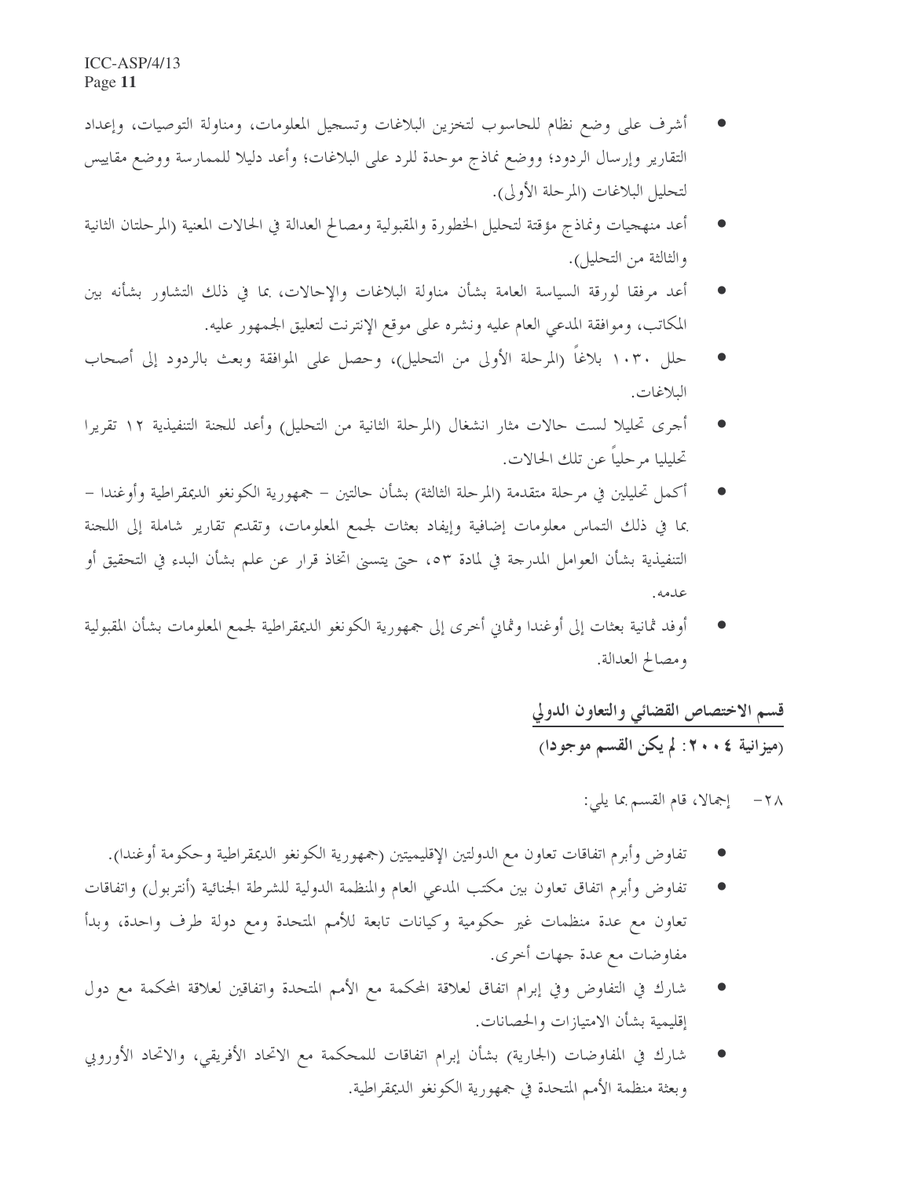- أشرف على وضع نظام للحاسوب لتخزين البلاغات وتسجيل المعلومات، ومناولة التوصيات، وإعداد التقارير وإرسال الردود؛ ووضع نماذج موحدة للرد على البلاغات؛ وأعد دليلا للممارسة ووضع مقاييس لتحليل البلاغات (المرحلة الأولى).
- أعد منهجيات ونماذج مؤقتة لتحليل الخطورة والمقبولية ومصالح العدالة في الحالات المعنية (المرحلتان الثانية والثالثة من التحليل).
- أعد مرفقا لورقة السياسة العامة بشأن مناولة البلاغات والإحالات، بما في ذلك التشاور بشأنه بين المكاتب، وموافقة المدعي العام عليه ونشره على موقع الإنترنت لتعليق الجمهور عليه.
- حلل ١٠٣٠ بلاغاً (المرحلة الأولى من التحليل)، وحصل على الموافقة وبعث بالردود إلى أصحاب البلاغات.
- أجرى تحليلا لست حالات مثار انشغال (المرحلة الثانية من التحليل) وأعد للجنة التنفيذية ١٢ تقريرا تحليليا مرحلياً عن تلك الحالات.
- أكمل تحليلين في مرحلة متقدمة (المرحلة الثالثة) بشأن حالتين – جمهورية الكونغو الديمقراطية وأوغندا – بما في ذلك التماس معلومات إضافية وإيفاد بعثات لجمع المعلومات، وتقديم تقارير شاملة إلى اللجنة التنفيذية بشأن العوامل المدرجة في لمادة ٥٣، حتى يتسنى اتخاذ قرار عن علم بشأن البدء في التحقيق أو عدمه.
- أوفد ثمانية بعثات إلى أوغندا وثماني أخرى إلى جمهورية الكونغو الديمقراطية لجمع المعلومات بشأن المقبولية ومصالح العدالة.

## قسم الاختصاص القضائي والتعاون الدولي

**(ميزانية ٢٠٠٤: لم يكن القسم موجودا)**

٢٨- إجمالا، قام القسم بما يلي:

- تفاوض وأبرم اتفاقات تعاون مع الدولتين الإقليميتين (جمهورية الكونغو الديمقراطية وحكومة أوغندا).
- تفاوض وأبرم اتفاق تعاون بين مكتب المدعي العام والمنظمة الدولية للشرطة الجنائية (أنتربول) واتفاقات تعاون مع عدة منظمات غير حكومية وكيانات تابعة للأمم المتحدة ومع دولة طرف واحدة، وبدأ مفاوضات مع عدة جهات أخرى.
- شارك في التفاوض وفي إبرام اتفاق لعلاقة المحكمة مع الأمم المتحدة واتفاقين لعلاقة المحكمة مع دول إقليمية بشأن الامتيازات والحصانات.
- شارك في المفاوضات (الجارية) بشأن إبرام اتفاقات للمحكمة مع الاتحاد الأفريقي، والاتحاد الأوروبي وبعثة منظمة الأمم المتحدة في جمهورية الكونغو الديمقراطية.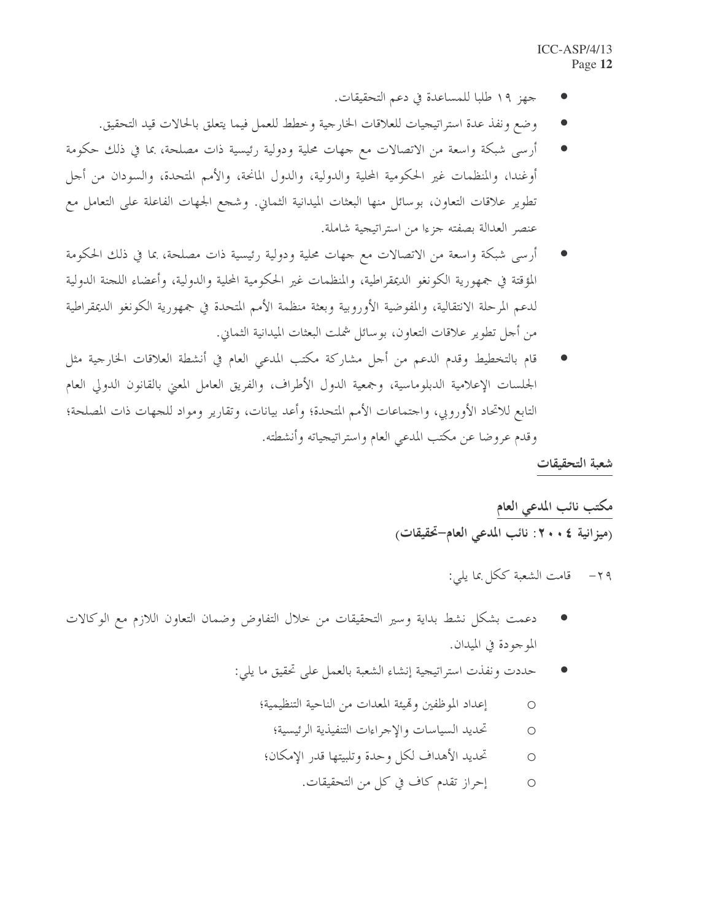- جهز ١٩ طلبا للمساعدة في دعم التحقيقات.
- وضع ونفذ عدة استراتيجيات للعلاقات الخارجية وخطط للعمل فيما يتعلق بالحالات قيد التحقيق.
- أرسى شبكة واسعة من الاتصالات مع جهات محلية ودولية رئيسية ذات مصلحة، بما في ذلك حكومة أوغندا، والمنظمات غير الحكومية المحلية والدولية، والدول المانحة، والأمم المتحدة، والسودان من أجل تطوير علاقات التعاون، بوسائل منها البعثات الميدانية الثماني. وشجع الجهات الفاعلة على التعامل مع عنصر العدالة بصفته جزءا من استراتيجية شاملة.
- أرسى شبكة واسعة من الاتصالات مع جهات محلية ودولية رئيسية ذات مصلحة، بما في ذلك الحكومة المؤقتة في جمهورية الكونغو الديمقراطية، والمنظمات غير الحكومية المحلية والدولية، وأعضاء اللجنة الدولية لدعم المرحلة الانتقالية، والمفوضية الأوروبية وبعثة منظمة الأمم المتحدة في جمهورية الكونغو الديمقراطية من أجل تطوير علاقات التعاون، بوسائل شملت البعثات الميدانية الثماني.
- قام بالتخطيط وقدم الدعم من أجل مشاركة مكتب المدعي العام في أنشطة العلاقات الخارجية مثل الجلسات الإعلامية الدبلوماسية، وجمعية الدول الأطراف، والفريق العامل المعني بالقانون الدولي العام التابع للاتحاد الأوروبي، واجتماعات الأمم المتحدة؛ وأعد بيانات، وتقارير ومواد للجهات ذات المصلحة؛ وقدم عروضا عن مكتب المدعي العام واستراتيجياته وأنشطته.

## شعبة التحقيقات

### مكتب نائب المدعي العام

**(ميزانية ٢٠٠٤: نائب المدعي العام–تحقيقات)**

٢٩- قامت الشعبة ككل بما يلي:

- دعمت بشكل نشط بداية وسير التحقيقات من خلال التفاوض وضمان التعاون اللازم مع الوكالات الموجودة في الميدان.
- حددت ونفذت استراتيجية إنشاء الشعبة بالعمل على تحقيق ما يلي:
  - إعداد الموظفين وتهيئة المعدات من الناحية التنظيمية؛
  - تحديد السياسات والإجراءات التنفيذية الرئيسية؛
  - تحديد الأهداف لكل وحدة وتلبيتها قدر الإمكان؛
  - إحراز تقدم كاف في كل من التحقيقات.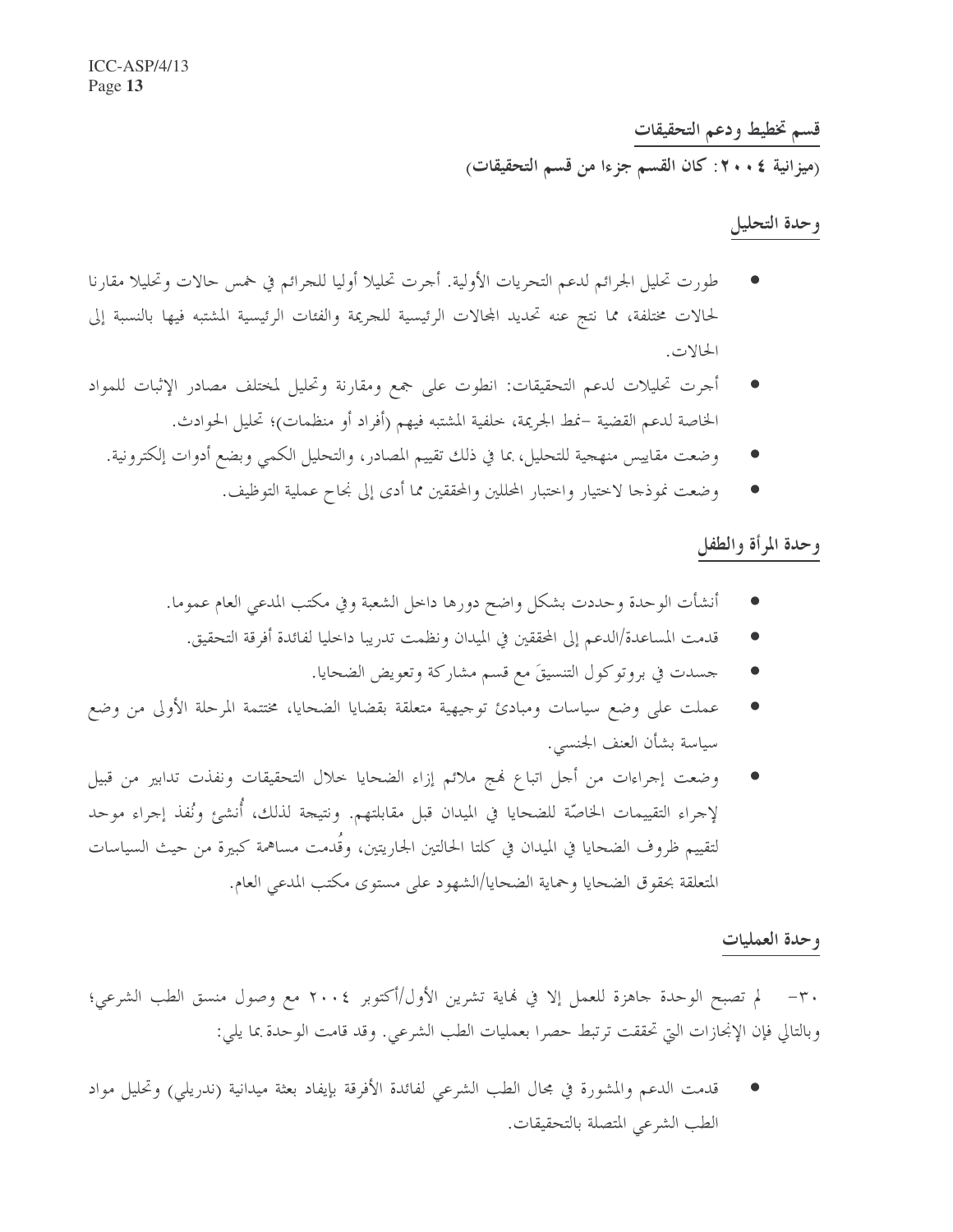## قسم تخطيط ودعم التحقيقات

**(ميزانية ٢٠٠٤: كان القسم جزءا من قسم التحقيقات)**

### وحدة التحليل

- طورت تحليل الجرائم لدعم التحريات الأولية. أجرت تحليلا أوليا للجرائم في خمس حالات وتحليلا مقارنا لحالات مختلفة، مما نتج عنه تحديد المجالات الرئيسية للجريمة والفئات الرئيسية المشتبه فيها بالنسبة إلى الحالات.
- أجرت تحليلات لدعم التحقيقات: انطوت على جمع ومقارنة وتحليل لمختلف مصادر الإثبات للمواد الخاصة لدعم القضية –نمط الجريمة، خلفية المشتبه فيهم (أفراد أو منظمات)؛ تحليل الحوادث.
- وضعت مقاييس منهجية للتحليل، بما في ذلك تقييم المصادر، والتحليل الكمي وبضع أدوات إلكترونية.
- وضعت نموذجا لاختيار واختبار المحللين والمحققين مما أدى إلى نجاح عملية التوظيف.

### وحدة المرأة والطفل

- أنشأت الوحدة وحددت بشكل واضح دورها داخل الشعبة وفي مكتب المدعي العام عموما.
- قدمت المساعدة/الدعم إلى المحققين في الميدان ونظمت تدريبا داخليا لفائدة أفرقة التحقيق.
- جسدت في بروتوكول التنسيقَ مع قسم مشاركة وتعويض الضحايا.
- عملت على وضع سياسات ومبادئ توجيهية متعلقة بقضايا الضحايا، مختتمة المرحلة الأولى من وضع سياسة بشأن العنف الجنسي.
- وضعت إجراءات من أجل اتباع نهج ملائم إزاء الضحايا خلال التحقيقات ونفذت تدابير من قبيل لإجراء التقييمات الخاصّة للضحايا في الميدان قبل مقابلتهم. ونتيجة لذلك، أُنشئ ونُفذ إجراء موحد لتقييم ظروف الضحايا في الميدان في كلتا الحالتين الجاريتين، وقُدمت مساهمة كبيرة من حيث السياسات المتعلقة بحقوق الضحايا وحماية الضحايا/الشهود على مستوى مكتب المدعي العام.

### وحدة العمليات

٣٠- لم تصبح الوحدة جاهزة للعمل إلا في نهاية تشرين الأول/أكتوبر ٢٠٠٤ مع وصول منسق الطب الشرعي؛ وبالتالي فإن الإنجازات التي تحققت ترتبط حصرا بعمليات الطب الشرعي. وقد قامت الوحدة بما يلي:

- قدمت الدعم والمشورة في مجال الطب الشرعي لفائدة الأفرقة بإيفاد بعثة ميدانية (ندريلي) وتحليل مواد الطب الشرعي المتصلة بالتحقيقات.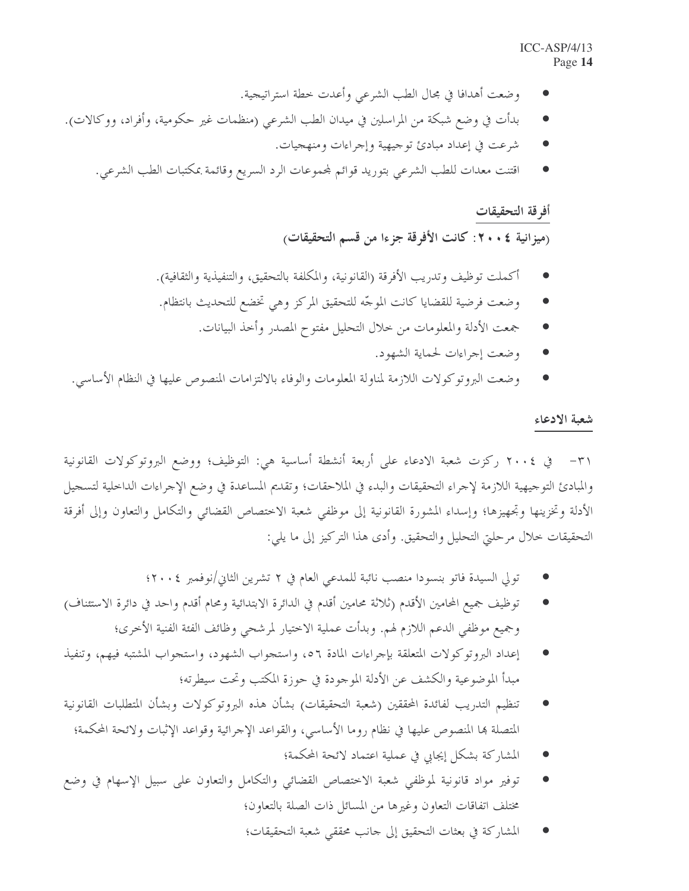- وضعت أهدافا في مجال الطب الشرعي وأعدت خطة استراتيجية.
- بدأت في وضع شبكة من المراسلين في ميدان الطب الشرعي (منظمات غير حكومية، وأفراد، ووكالات).
- شرعت في إعداد مبادئ توجيهية وإجراءات ومنهجيات.
- اقتنت معدات للطب الشرعي بتوريد قوائم لمجموعات الرد السريع وقائمة بمكتبات الطب الشرعي.

### أفرقة التحقيقات

**(ميزانية ٢٠٠٤: كانت الأفرقة جزءا من قسم التحقيقات)**

- أكملت توظيف وتدريب الأفرقة (القانونية، والمكلفة بالتحقيق، والتنفيذية والثقافية).
- وضعت فرضية للقضايا كانت الموجّه للتحقيق المركز وهي تخضع للتحديث بانتظام.
- جمعت الأدلة والمعلومات من خلال التحليل مفتوح المصدر وأخذ البيانات.
- وضعت إجراءات لحماية الشهود.
- وضعت البروتوكولات اللازمة لمناولة المعلومات والوفاء بالالتزامات المنصوص عليها في النظام الأساسي.

### شعبة الادعاء

٣١- في ٢٠٠٤ ركزت شعبة الادعاء على أربعة أنشطة أساسية هي: التوظيف؛ ووضع البروتوكولات القانونية والمبادئ التوجيهية اللازمة لإجراء التحقيقات والبدء في الملاحقات؛ وتقديم المساعدة في وضع الإجراءات الداخلية لتسجيل الأدلة وتخزينها وتجهيزها؛ وإسداء المشورة القانونية إلى موظفي شعبة الاختصاص القضائي والتكامل والتعاون وإلى أفرقة التحقيقات خلال مرحلتي التحليل والتحقيق. وأدى هذا التركيز إلى ما يلي:

- تولي السيدة فاتو بنسودا منصب نائبة للمدعي العام في ٢ تشرين الثاني/نوفمبر ٢٠٠٤؛
- توظيف جميع المحامين الأقدم (ثلاثة محامين أقدم في الدائرة الابتدائية ومحام أقدم واحد في دائرة الاستئناف) وجميع موظفي الدعم اللازم لهم. وبدأت عملية الاختيار لمرشحي وظائف الفئة الفنية الأخرى؛
- إعداد البروتوكولات المتعلقة بإجراءات المادة ٥٦، واستجواب الشهود، واستجواب المشتبه فيهم، وتنفيذ مبدأ الموضوعية والكشف عن الأدلة الموجودة في حوزة المكتب وتحت سيطرته؛
- تنظيم التدريب لفائدة المحققين (شعبة التحقيقات) بشأن هذه البروتوكولات وبشأن المتطلبات القانونية المتصلة بها المنصوص عليها في نظام روما الأساسي، والقواعد الإجرائية وقواعد الإثبات ولائحة المحكمة؛
- المشاركة بشكل إيجابي في عملية اعتماد لائحة المحكمة؛
- توفير مواد قانونية لموظفي شعبة الاختصاص القضائي والتكامل والتعاون على سبيل الإسهام في وضع مختلف اتفاقات التعاون وغيرها من المسائل ذات الصلة بالتعاون؛
- المشاركة في بعثات التحقيق إلى جانب محققي شعبة التحقيقات؛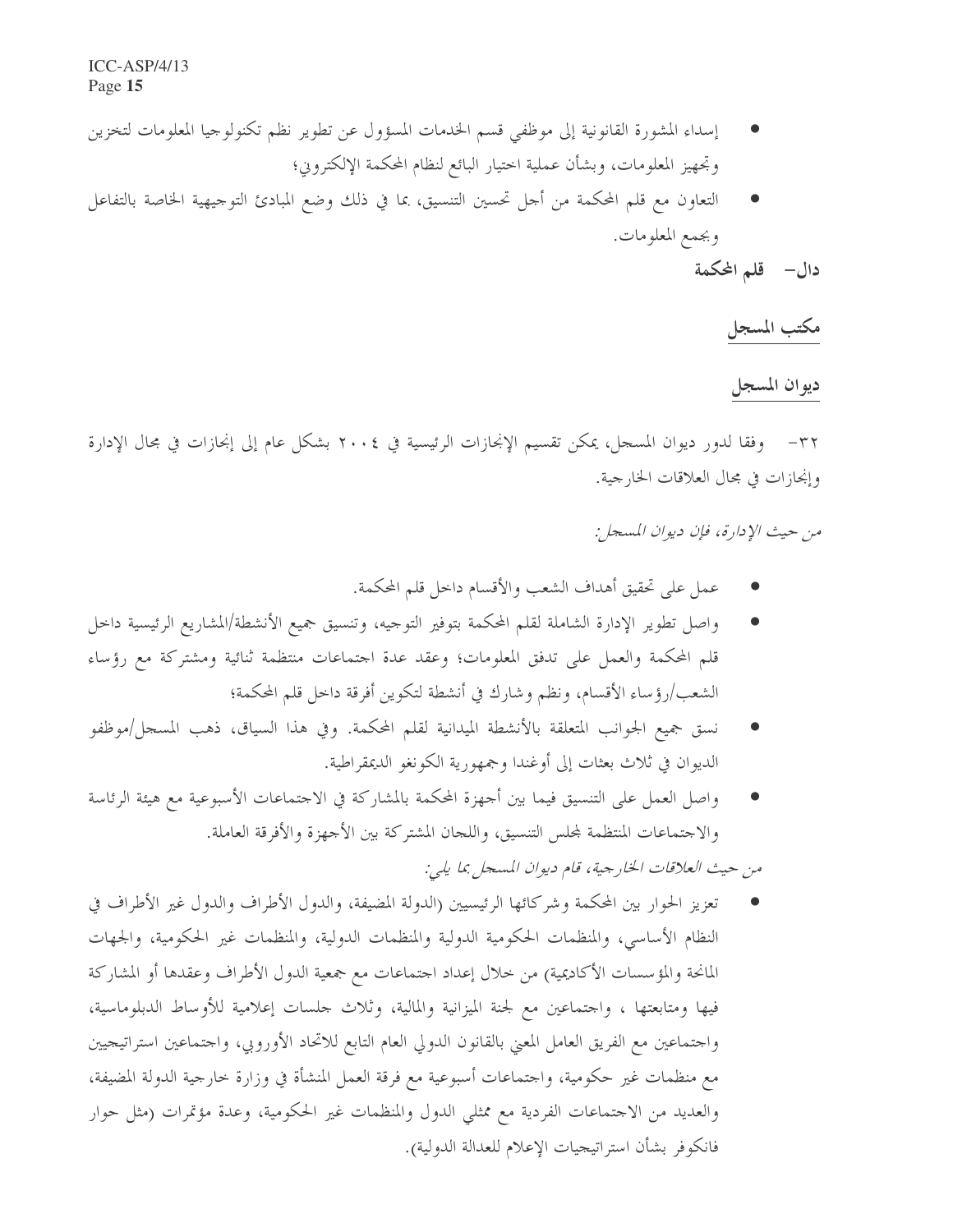- إسداء المشورة القانونية إلى موظفي قسم الخدمات المسؤول عن تطوير نظم تكنولوجيا المعلومات لتخزين وتجهيز المعلومات، وبشأن عملية اختيار البائع لنظام المحكمة الإلكتروني؛
- التعاون مع قلم المحكمة من أجل تحسين التنسيق، بما في ذلك وضع المبادئ التوجيهية الخاصة بالتفاعل وبجمع المعلومات.

## دال– قلم المحكمة

### مكتب المسجل

### ديوان المسجل

٣٢– وفقا لدور ديوان المسجل، يمكن تقسيم الإنجازات الرئيسية في ٢٠٠٤ بشكل عام إلى إنجازات في مجال الإدارة وإنجازات في مجال العلاقات الخارجية.

*من حيث الإدارة، فإن ديوان المسجل:*

- عمل على تحقيق أهداف الشعب والأقسام داخل قلم المحكمة.
- واصل تطوير الإدارة الشاملة لقلم المحكمة بتوفير التوجيه، وتنسيق جميع الأنشطة/المشاريع الرئيسية داخل قلم المحكمة والعمل على تدفق المعلومات؛ وعقد عدة اجتماعات منتظمة ثنائية ومشتركة مع رؤساء الشعب/رؤساء الأقسام، ونظم وشارك في أنشطة لتكوين أفرقة داخل قلم المحكمة؛
- نسق جميع الجوانب المتعلقة بالأنشطة الميدانية لقلم المحكمة. وفي هذا السياق، ذهب المسجل/موظفو الديوان في ثلاث بعثات إلى أوغندا وجمهورية الكونغو الديمقراطية.
- واصل العمل على التنسيق فيما بين أجهزة المحكمة بالمشاركة في الاجتماعات الأسبوعية مع هيئة الرئاسة والاجتماعات المنتظمة لمجلس التنسيق، واللجان المشتركة بين الأجهزة والأفرقة العاملة.

*من حيث العلاقات الخارجية، قام ديوان المسجل بما يلي:*

- تعزيز الحوار بين المحكمة وشركائها الرئيسيين (الدولة المضيفة، والدول الأطراف والدول غير الأطراف في النظام الأساسي، والمنظمات الحكومية الدولية والمنظمات الدولية، والمنظمات غير الحكومية، والجهات المانحة والمؤسسات الأكاديمية) من خلال إعداد اجتماعات مع جمعية الدول الأطراف وعقدها أو المشاركة فيها ومتابعتها ، واجتماعين مع لجنة الميزانية والمالية، وثلاث جلسات إعلامية للأوساط الدبلوماسية، واجتماعين مع الفريق العامل المعني بالقانون الدولي العام التابع للاتحاد الأوروبي، واجتماعين استراتيجيين مع منظمات غير حكومية، واجتماعات أسبوعية مع فرقة العمل المنشأة في وزارة خارجية الدولة المضيفة، والعديد من الاجتماعات الفردية مع ممثلي الدول والمنظمات غير الحكومية، وعدة مؤتمرات (مثل حوار فانكوفر بشأن استراتيجيات الإعلام للعدالة الدولية).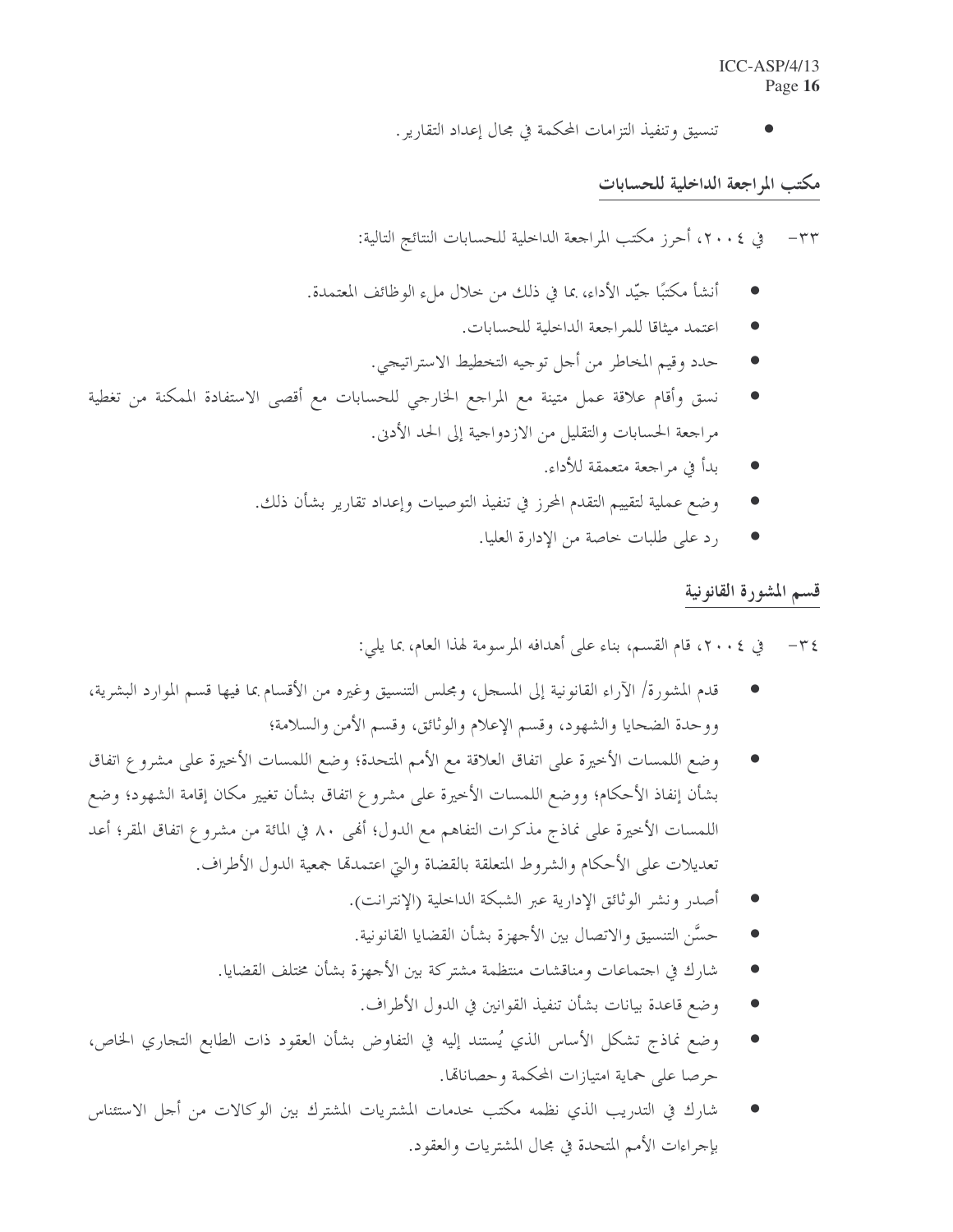- تنسيق وتنفيذ التزامات المحكمة في مجال إعداد التقارير.

## مكتب المراجعة الداخلية للحسابات

٣٣- في ٢٠٠٤، أحرز مكتب المراجعة الداخلية للحسابات النتائج التالية:

- أنشأ مكتبًا جيّد الأداء، بما في ذلك من خلال ملء الوظائف المعتمدة.
- اعتمد ميثاقا للمراجعة الداخلية للحسابات.
- حدد وقيم المخاطر من أجل توجيه التخطيط الاستراتيجي.
- نسق وأقام علاقة عمل متينة مع المراجع الخارجي للحسابات مع أقصى الاستفادة الممكنة من تغطية مراجعة الحسابات والتقليل من الازدواجية إلى الحد الأدنى.
- بدأ في مراجعة متعمقة للأداء.
- وضع عملية لتقييم التقدم المحرز في تنفيذ التوصيات وإعداد تقارير بشأن ذلك.
- رد على طلبات خاصة من الإدارة العليا.

## قسم المشورة القانونية

٣٤- في ٢٠٠٤، قام القسم، بناء على أهدافه المرسومة لهذا العام، بما يلي:

- قدم المشورة/ الآراء القانونية إلى المسجل، ومجلس التنسيق وغيره من الأقسام بما فيها قسم الموارد البشرية، ووحدة الضحايا والشهود، وقسم الإعلام والوثائق، وقسم الأمن والسلامة؛
- وضع اللمسات الأخيرة على اتفاق العلاقة مع الأمم المتحدة؛ وضع اللمسات الأخيرة على مشروع اتفاق بشأن إنفاذ الأحكام؛ ووضع اللمسات الأخيرة على مشروع اتفاق بشأن تغيير مكان إقامة الشهود؛ وضع اللمسات الأخيرة على نماذج مذكرات التفاهم مع الدول؛ أنهى ٨٠ في المائة من مشروع اتفاق المقر؛ أعد تعديلات على الأحكام والشروط المتعلقة بالقضاة والتي اعتمدتها جمعية الدول الأطراف.
- أصدر ونشر الوثائق الإدارية عبر الشبكة الداخلية (الإنترانت).
- حسَّن التنسيق والاتصال بين الأجهزة بشأن القضايا القانونية.
- شارك في اجتماعات ومناقشات منتظمة مشتركة بين الأجهزة بشأن مختلف القضايا.
- وضع قاعدة بيانات بشأن تنفيذ القوانين في الدول الأطراف.
- وضع نماذج تشكل الأساس الذي يُستند إليه في التفاوض بشأن العقود ذات الطابع التجاري الخاص، حرصا على حماية امتيازات المحكمة وحصاناتها.
- شارك في التدريب الذي نظمه مكتب خدمات المشتريات المشترك بين الوكالات من أجل الاستئناس بإجراءات الأمم المتحدة في مجال المشتريات والعقود.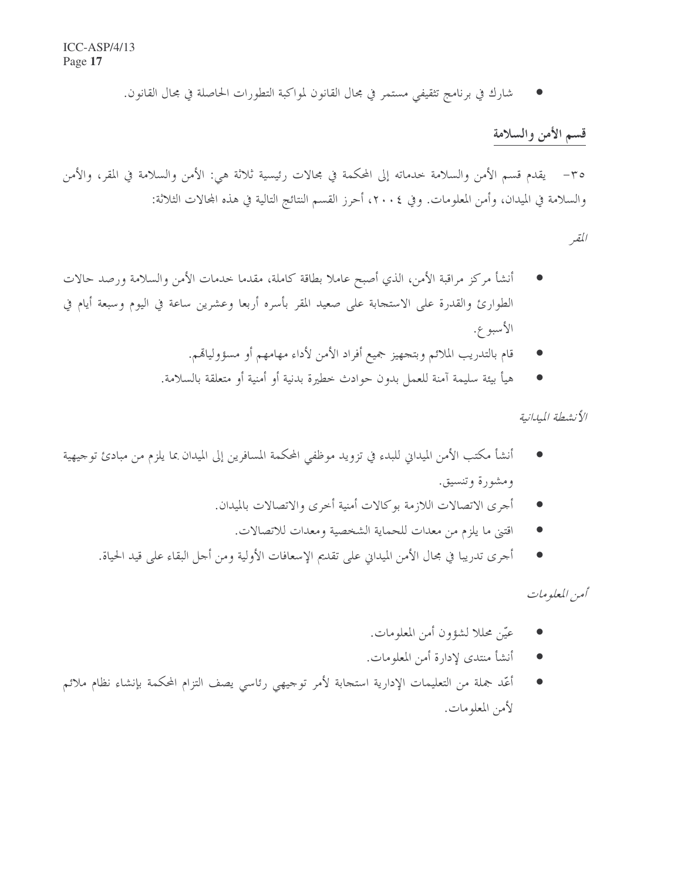- شارك في برنامج تثقيفي مستمر في مجال القانون لمواكبة التطورات الحاصلة في مجال القانون.

## قسم الأمن والسلامة

٣٥- يقدم قسم الأمن والسلامة خدماته إلى المحكمة في مجالات رئيسية ثلاثة هي: الأمن والسلامة في المقر، والأمن والسلامة في الميدان، وأمن المعلومات. وفي ٢٠٠٤، أحرز القسم النتائج التالية في هذه المجالات الثلاثة:

*المقر*

- أنشأ مركز مراقبة الأمن، الذي أصبح عاملا بطاقة كاملة، مقدما خدمات الأمن والسلامة ورصد حالات الطوارئ والقدرة على الاستجابة على صعيد المقر بأسره أربعا وعشرين ساعة في اليوم وسبعة أيام في الأسبوع.
- قام بالتدريب الملائم وبتجهيز جميع أفراد الأمن لأداء مهامهم أو مسؤولياتهم.
- هيأ بيئة سليمة آمنة للعمل بدون حوادث خطيرة بدنية أو أمنية أو متعلقة بالسلامة.

*الأنشطة الميدانية*

- أنشأ مكتب الأمن الميداني للبدء في تزويد موظفي المحكمة المسافرين إلى الميدان بما يلزم من مبادئ توجيهية ومشورة وتنسيق.
- أجرى الاتصالات اللازمة بوكالات أمنية أخرى والاتصالات بالميدان.
- اقتنى ما يلزم من معدات للحماية الشخصية ومعدات للاتصالات.
- أجرى تدريبا في مجال الأمن الميداني على تقديم الإسعافات الأولية ومن أجل البقاء على قيد الحياة.

*أمن المعلومات*

- عيّن محللا لشؤون أمن المعلومات.
- أنشأ منتدى لإدارة أمن المعلومات.
- أعدّ جملة من التعليمات الإدارية استجابة لأمر توجيهي رئاسي يصف التزام المحكمة بإنشاء نظام ملائم لأمن المعلومات.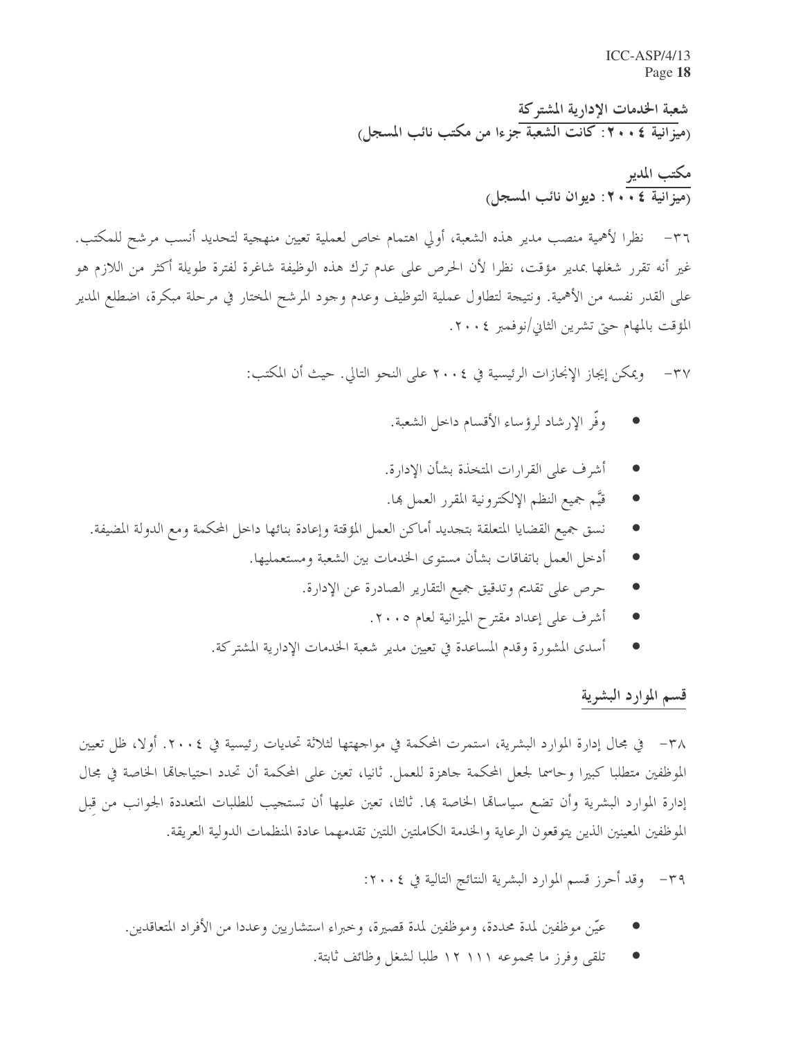## شعبة الخدمات الإدارية المشتركة
**(ميزانية ٢٠٠٤: كانت الشعبة جزءا من مكتب نائب المسجل)**

### مكتب المدير
**(ميزانية ٢٠٠٤: ديوان نائب المسجل)**

٣٦- نظرا لأهمية منصب مدير هذه الشعبة، أولي اهتمام خاص لعملية تعيين منهجية لتحديد أنسب مرشح للمكتب. غير أنه تقرر شغلها بمدير مؤقت، نظرا لأن الحرص على عدم ترك هذه الوظيفة شاغرة لفترة طويلة أكثر من اللازم هو على القدر نفسه من الأهمية. ونتيجة لتطاول عملية التوظيف وعدم وجود المرشح المختار في مرحلة مبكرة، اضطلع المدير المؤقت بالمهام حتى تشرين الثاني/نوفمبر ٢٠٠٤.

٣٧- ويمكن إيجاز الإنجازات الرئيسية في ٢٠٠٤ على النحو التالي. حيث أن المكتب:

- وفّر الإرشاد لرؤساء الأقسام داخل الشعبة.
- أشرف على القرارات المتخذة بشأن الإدارة.
- قيَّم جميع النظم الإلكترونية المقرر العمل بها.
- نسق جميع القضايا المتعلقة بتحديد أماكن العمل المؤقتة وإعادة بنائها داخل المحكمة ومع الدولة المضيفة.
- أدخل العمل باتفاقات بشأن مستوى الخدمات بين الشعبة ومستعمليها.
- حرص على تقديم وتدقيق جميع التقارير الصادرة عن الإدارة.
- أشرف على إعداد مقترح الميزانية لعام ٢٠٠٥.
- أسدى المشورة وقدم المساعدة في تعيين مدير شعبة الخدمات الإدارية المشتركة.

### قسم الموارد البشرية

٣٨- في مجال إدارة الموارد البشرية، استمرت المحكمة في مواجهتها لثلاثة تحديات رئيسية في ٢٠٠٤. أولا، ظل تعيين الموظفين متطلبا كبيرا وحاسما لجعل المحكمة جاهزة للعمل. ثانيا، تعين على المحكمة أن تحدد احتياجاتها الخاصة في مجال إدارة الموارد البشرية وأن تضع سياساتها الخاصة بها. ثالثا، تعين عليها أن تستجيب للطلبات المتعددة الجوانب من قِبل الموظفين المعينين الذين يتوقعون الرعاية والخدمة الكاملتين اللتين تقدمهما عادة المنظمات الدولية العريقة.

٣٩- وقد أحرز قسم الموارد البشرية النتائج التالية في ٢٠٠٤:

- عيّن موظفين لمدة محددة، وموظفين لمدة قصيرة، وخبراء استشاريين وعددا من الأفراد المتعاقدين.
- تلقى وفرز ما مجموعه ١١١ ١٢ طلبا لشغل وظائف ثابتة.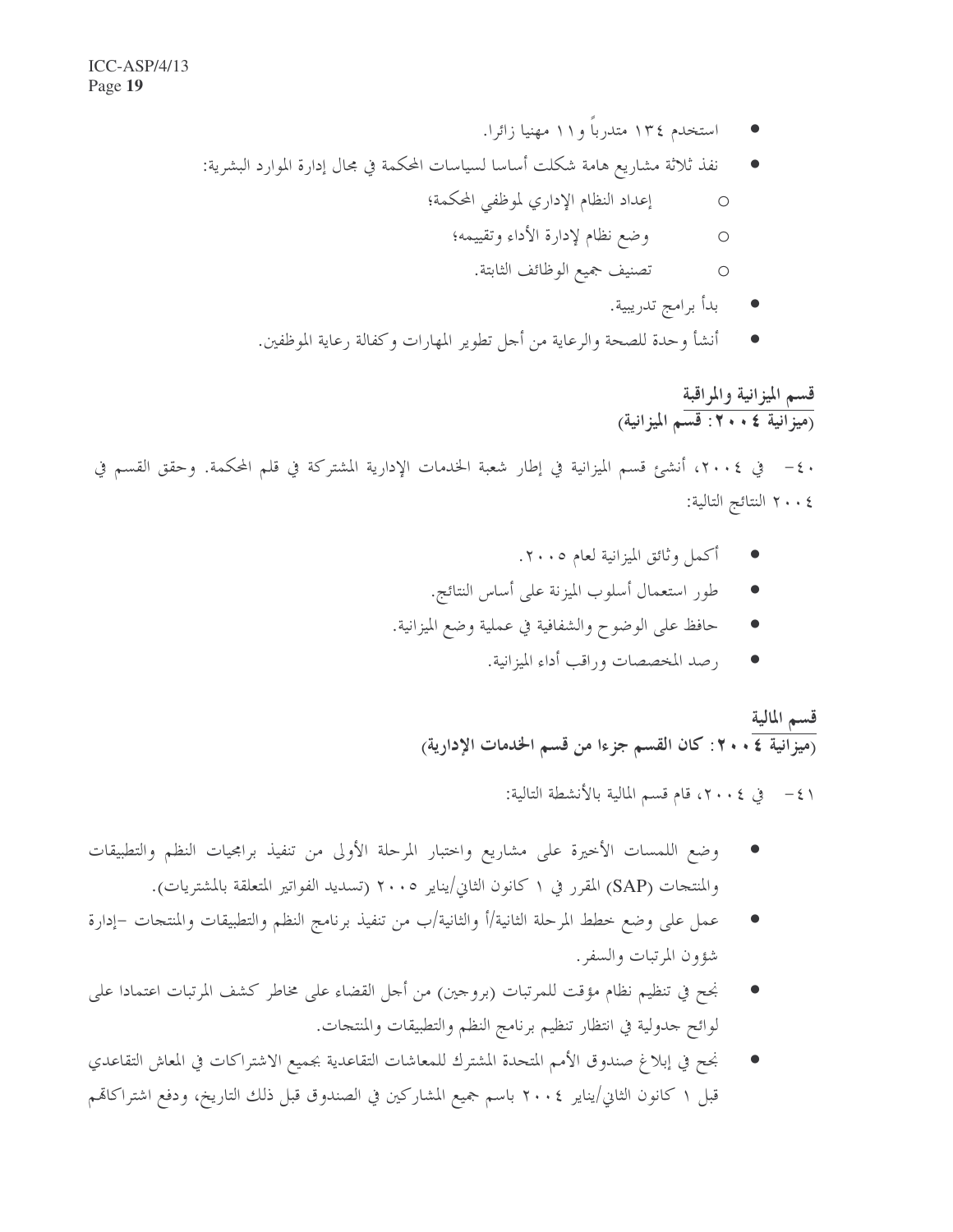- استخدم ١٣٤ متدرباً و١١ مهنيا زائرا.
- نفذ ثلاثة مشاريع هامة شكلت أساسا لسياسات المحكمة في مجال إدارة الموارد البشرية:
  - إعداد النظام الإداري لموظفي المحكمة؛
  - وضع نظام لإدارة الأداء وتقييمه؛
  - تصنيف جميع الوظائف الثابتة.
- بدأ برامج تدريبية.
- أنشأ وحدة للصحة والرعاية من أجل تطوير المهارات وكفالة رعاية الموظفين.

### قسم الميزانية والمراقبة
### (ميزانية ٢٠٠٤: قسم الميزانية)

٤٠- في ٢٠٠٤، أنشئ قسم الميزانية في إطار شعبة الخدمات الإدارية المشتركة في قلم المحكمة. وحقق القسم في ٢٠٠٤ النتائج التالية:

- أكمل وثائق الميزانية لعام ٢٠٠٥.
- طور استعمال أسلوب الميزنة على أساس النتائج.
- حافظ على الوضوح والشفافية في عملية وضع الميزانية.
- رصد المخصصات وراقب أداء الميزانية.

### قسم المالية
### (ميزانية ٢٠٠٤: كان القسم جزءا من قسم الخدمات الإدارية)

٤١- في ٢٠٠٤، قام قسم المالية بالأنشطة التالية:

- وضع اللمسات الأخيرة على مشاريع واختبار المرحلة الأولى من تنفيذ برامجيات النظم والتطبيقات والمنتجات (SAP) المقرر في ١ كانون الثاني/يناير ٢٠٠٥ (تسديد الفواتير المتعلقة بالمشتريات).
- عمل على وضع خطط المرحلة الثانية/أ والثانية/ب من تنفيذ برنامج النظم والتطبيقات والمنتجات -إدارة شؤون المرتبات والسفر.
- نجح في تنظيم نظام مؤقت للمرتبات (بروجين) من أجل القضاء على مخاطر كشف المرتبات اعتمادا على لوائح جدولية في انتظار تنظيم برنامج النظم والتطبيقات والمنتجات.
- نجح في إبلاغ صندوق الأمم المتحدة المشترك للمعاشات التقاعدية بجميع الاشتراكات في المعاش التقاعدي قبل ١ كانون الثاني/يناير ٢٠٠٤ باسم جميع المشاركين في الصندوق قبل ذلك التاريخ، ودفع اشتراكاتهم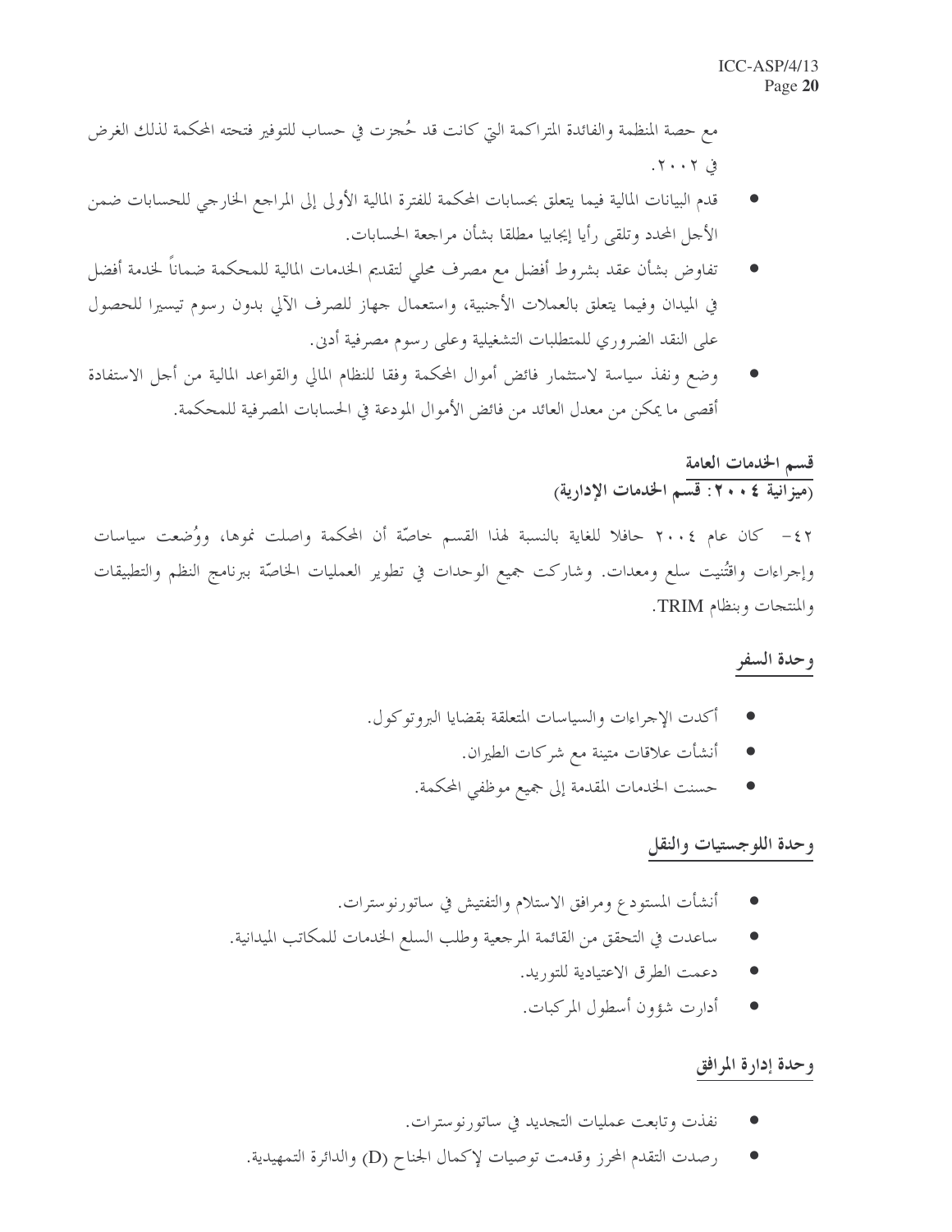مع حصة المنظمة والفائدة المتراكمة التي كانت قد حُجزت في حساب للتوفير فتحته المحكمة لذلك الغرض في ٢٠٠٢.

- قدم البيانات المالية فيما يتعلق بحسابات المحكمة للفترة المالية الأولى إلى المراجع الخارجي للحسابات ضمن الأجل المحدد وتلقى رأيا إيجابيا مطلقا بشأن مراجعة الحسابات.
- تفاوض بشأن عقد بشروط أفضل مع مصرف محلي لتقديم الخدمات المالية للمحكمة ضماناً لخدمة أفضل في الميدان وفيما يتعلق بالعملات الأجنبية، واستعمال جهاز للصرف الآلي بدون رسوم تيسيرا للحصول على النقد الضروري للمتطلبات التشغيلية وعلى رسوم مصرفية أدنى.
- وضع ونفذ سياسة لاستثمار فائض أموال المحكمة وفقا للنظام المالي والقواعد المالية من أجل الاستفادة أقصى ما يمكن من معدل العائد من فائض الأموال المودعة في الحسابات المصرفية للمحكمة.

**قسم الخدمات العامة**
**(ميزانية ٢٠٠٤: قسم الخدمات الإدارية)**

٤٢- كان عام ٢٠٠٤ حافلا للغاية بالنسبة لهذا القسم خاصّة أن المحكمة واصلت نموها، ووُضعت سياسات وإجراءات واقتُنيت سلع ومعدات. وشاركت جميع الوحدات في تطوير العمليات الخاصّة ببرنامج النظم والتطبيقات والمنتجات وبنظام TRIM.

**وحدة السفر**

- أكدت الإجراءات والسياسات المتعلقة بقضايا البروتوكول.
- أنشأت علاقات متينة مع شركات الطيران.
- حسنت الخدمات المقدمة إلى جميع موظفي المحكمة.

**وحدة اللوجستيات والنقل**

- أنشأت المستودع ومرافق الاستلام والتفتيش في ساتورنوسترات.
- ساعدت في التحقق من القائمة المرجعية وطلب السلع الخدمات للمكاتب الميدانية.
- دعمت الطرق الاعتيادية للتوريد.
- أدارت شؤون أسطول المركبات.

**وحدة إدارة المرافق**

- نفذت وتابعت عمليات التجديد في ساتورنوسترات.
- رصدت التقدم المحرز وقدمت توصيات لإكمال الجناح (D) والدائرة التمهيدية.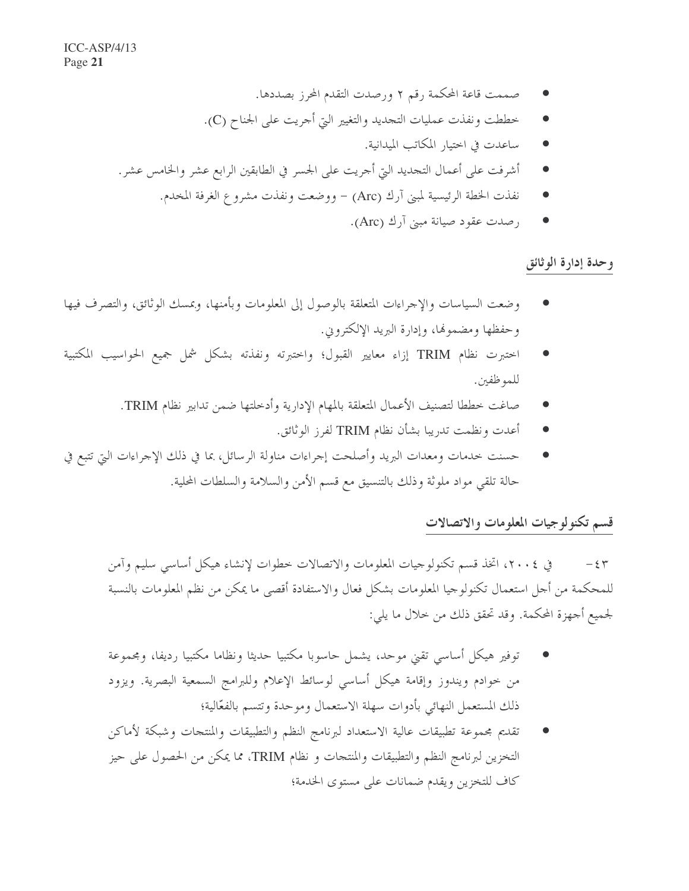- صممت قاعة المحكمة رقم ٢ ورصدت التقدم المحرز بصددها.
- خططت ونفذت عمليات التجديد والتغيير التي أجريت على الجناح (C).
- ساعدت في اختيار المكاتب الميدانية.
- أشرفت على أعمال التجديد التي أجريت على الجسر في الطابقين الرابع عشر والخامس عشر.
- نفذت الخطة الرئيسية لمبنى آرك (Arc) – ووضعت ونفذت مشروع الغرفة المخدم.
- رصدت عقود صيانة مبنى آرك (Arc).

## وحدة إدارة الوثائق

- وضعت السياسات والإجراءات المتعلقة بالوصول إلى المعلومات وبأمنها، وبمسك الوثائق، والتصرف فيها وحفظها ومضمونها، وإدارة البريد الإلكتروني.
- اختبرت نظام TRIM إزاء معايير القبول؛ واختبرته ونفذته بشكل شمل جميع الحواسيب المكتبية للموظفين.
- صاغت خططا لتصنيف الأعمال المتعلقة بالمهام الإدارية وأدخلتها ضمن تدابير نظام TRIM.
- أعدت ونظمت تدريبا بشأن نظام TRIM لفرز الوثائق.
- حسنت خدمات ومعدات البريد وأصلحت إجراءات مناولة الرسائل، بما في ذلك الإجراءات التي تتبع في حالة تلقي مواد ملوثة وذلك بالتنسيق مع قسم الأمن والسلامة والسلطات المحلية.

## قسم تكنولوجيات المعلومات والاتصالات

٤٣- في ٢٠٠٤، اتخذ قسم تكنولوجيات المعلومات والاتصالات خطوات لإنشاء هيكل أساسي سليم وآمن للمحكمة من أجل استعمال تكنولوجيا المعلومات بشكل فعال والاستفادة أقصى ما يمكن من نظم المعلومات بالنسبة لجميع أجهزة المحكمة. وقد تحقق ذلك من خلال ما يلي:

- توفير هيكل أساسي تقني موحد، يشمل حاسوبا مكتبيا حديثا ونظاما مكتبيا رديفا، ومجموعة من خوادم ويندوز وإقامة هيكل أساسي لوسائط الإعلام وللبرامج السمعية البصرية. ويزود ذلك المستعمل النهائي بأدوات سهلة الاستعمال وموحدة وتتسم بالفعّالية؛
- تقديم مجموعة تطبيقات عالية الاستعداد لبرنامج النظم والتطبيقات والمنتجات وشبكة لأماكن التخزين لبرنامج النظم والتطبيقات والمنتجات و نظام TRIM، مما يمكن من الحصول على حيز كاف للتخزين ويقدم ضمانات على مستوى الخدمة؛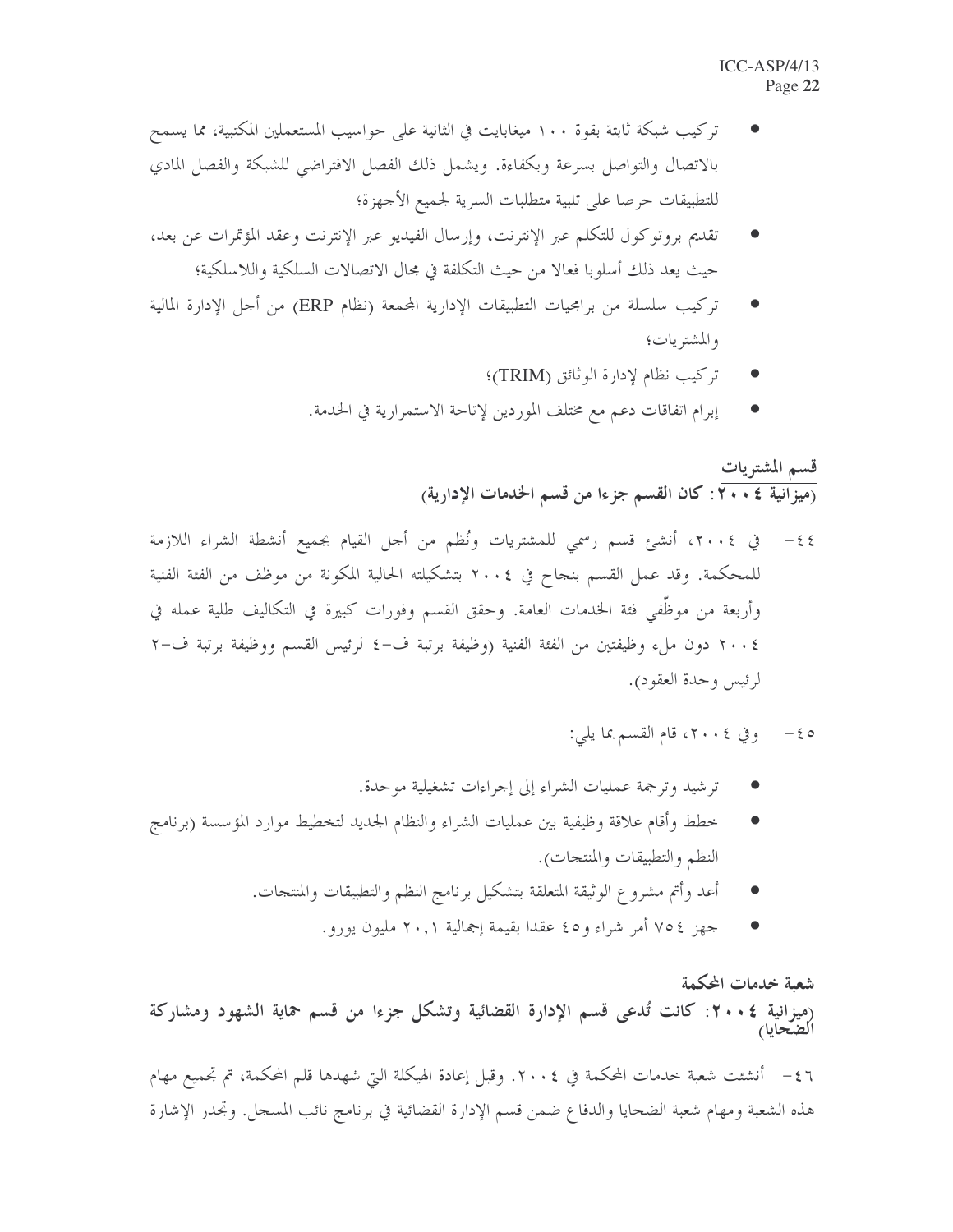- تركيب شبكة ثابتة بقوة ١٠٠ ميغابايت في الثانية على حواسيب المستعملين المكتبية، مما يسمح بالاتصال والتواصل بسرعة وبكفاءة. ويشمل ذلك الفصل الافتراضي للشبكة والفصل المادي للتطبيقات حرصا على تلبية متطلبات السرية لجميع الأجهزة؛
- تقديم بروتوكول للتكلم عبر الإنترنت، وإرسال الفيديو عبر الإنترنت وعقد المؤتمرات عن بعد، حيث يعد ذلك أسلوبا فعالا من حيث التكلفة في مجال الاتصالات السلكية واللاسلكية؛
- تركيب سلسلة من برامجيات التطبيقات الإدارية المجمعة (نظام ERP) من أجل الإدارة المالية والمشتريات؛
- تركيب نظام لإدارة الوثائق (TRIM)؛
- إبرام اتفاقات دعم مع مختلف الموردين لإتاحة الاستمرارية في الخدمة.

## قسم المشتريات
**(ميزانية ٢٠٠٤: كان القسم جزءا من قسم الخدمات الإدارية)**

٤٤- في ٢٠٠٤، أنشئ قسم رسمي للمشتريات ونُظم من أجل القيام بجميع أنشطة الشراء اللازمة للمحكمة. وقد عمل القسم بنجاح في ٢٠٠٤ بتشكيلته الحالية المكونة من موظف من الفئة الفنية وأربعة من موظّفي فئة الخدمات العامة. وحقق القسم وفورات كبيرة في التكاليف طلية عمله في ٢٠٠٤ دون ملء وظيفتين من الفئة الفنية (وظيفة برتبة ف-٤ لرئيس القسم ووظيفة برتبة ف-٢ لرئيس وحدة العقود).

٤٥- وفي ٢٠٠٤، قام القسم بما يلي:

- ترشيد وترجمة عمليات الشراء إلى إجراءات تشغيلية موحدة.
- خطط وأقام علاقة وظيفية بين عمليات الشراء والنظام الجديد لتخطيط موارد المؤسسة (برنامج النظم والتطبيقات والمنتجات).
- أعد وأتم مشروع الوثيقة المتعلقة بتشكيل برنامج النظم والتطبيقات والمنتجات.
- جهز ٧٥٤ أمر شراء و٤٥ عقدا بقيمة إجمالية ٢٠,١ مليون يورو.

## شعبة خدمات المحكمة
**(ميزانية ٢٠٠٤: كانت تُدعى قسم الإدارة القضائية وتشكل جزءا من قسم حماية الشهود ومشاركة الضحايا)**

٤٦- أنشئت شعبة خدمات المحكمة في ٢٠٠٤. وقبل إعادة الهيكلة التي شهدها قلم المحكمة، تم تجميع مهام هذه الشعبة ومهام شعبة الضحايا والدفاع ضمن قسم الإدارة القضائية في برنامج نائب المسجل. وتجدر الإشارة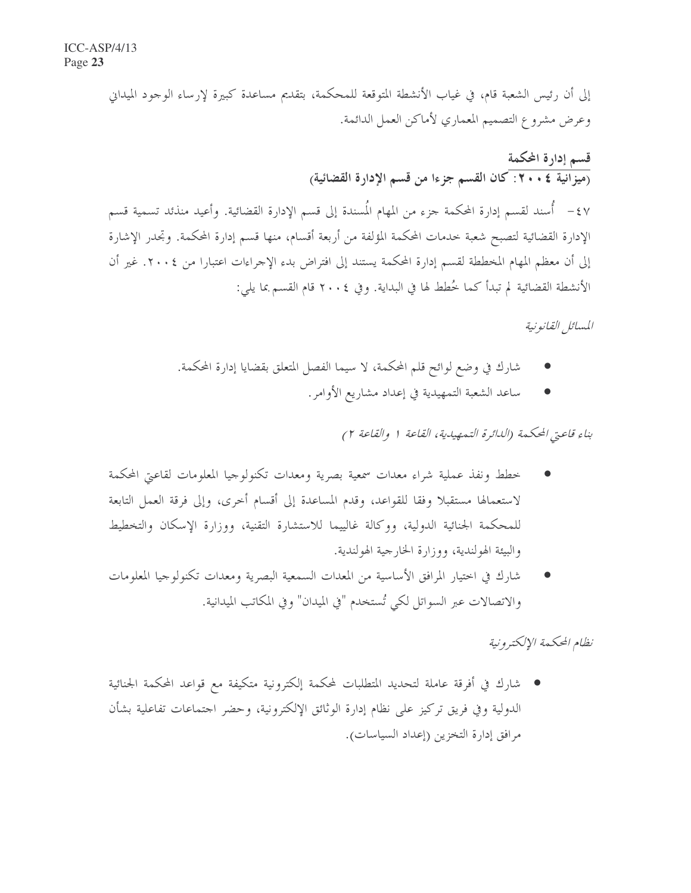إلى أن رئيس الشعبة قام، في غياب الأنشطة المتوقعة للمحكمة، بتقديم مساعدة كبيرة لإرساء الوجود الميداني وعرض مشروع التصميم المعماري لأماكن العمل الدائمة.

### قسم إدارة المحكمة
**(ميزانية ٢٠٠٤: كان القسم جزءا من قسم الإدارة القضائية)**

٤٧- أُسند لقسم إدارة المحكمة جزء من المهام المُسندة إلى قسم الإدارة القضائية. وأعيد منذئذ تسمية قسم الإدارة القضائية لتصبح شعبة خدمات المحكمة المؤلفة من أربعة أقسام، منها قسم إدارة المحكمة. وتجدر الإشارة إلى أن معظم المهام المخططة لقسم إدارة المحكمة يستند إلى افتراض بدء الإجراءات اعتبارا من ٢٠٠٤. غير أن الأنشطة القضائية لم تبدأ كما خُطط لها في البداية. وفي ٢٠٠٤ قام القسم بما يلي:

*المسائل القانونية*

- شارك في وضع لوائح قلم المحكمة، لا سيما الفصل المتعلق بقضايا إدارة المحكمة.
- ساعد الشعبة التمهيدية في إعداد مشاريع الأوامر.

*بناء قاعتي المحكمة (الدائرة التمهيدية، القاعة ١ والقاعة ٢)*

- خطط ونفذ عملية شراء معدات سمعية بصرية ومعدات تكنولوجيا المعلومات لقاعتي المحكمة لاستعمالها مستقبلا وفقا للقواعد، وقدم المساعدة إلى أقسام أخرى، وإلى فرقة العمل التابعة للمحكمة الجنائية الدولية، ووكالة غاليما للاستشارة التقنية، ووزارة الإسكان والتخطيط والبيئة الهولندية، ووزارة الخارجية الهولندية.
- شارك في اختيار المرافق الأساسية من المعدات السمعية البصرية ومعدات تكنولوجيا المعلومات والاتصالات عبر السواتل لكي تُستخدم "في الميدان" وفي المكاتب الميدانية.

*نظام المحكمة الإلكترونية*

- شارك في أفرقة عاملة لتحديد المتطلبات لمحكمة إلكترونية متكيفة مع قواعد المحكمة الجنائية الدولية وفي فريق تركيز على نظام إدارة الوثائق الإلكترونية، وحضر اجتماعات تفاعلية بشأن مرافق إدارة التخزين (إعداد السياسات).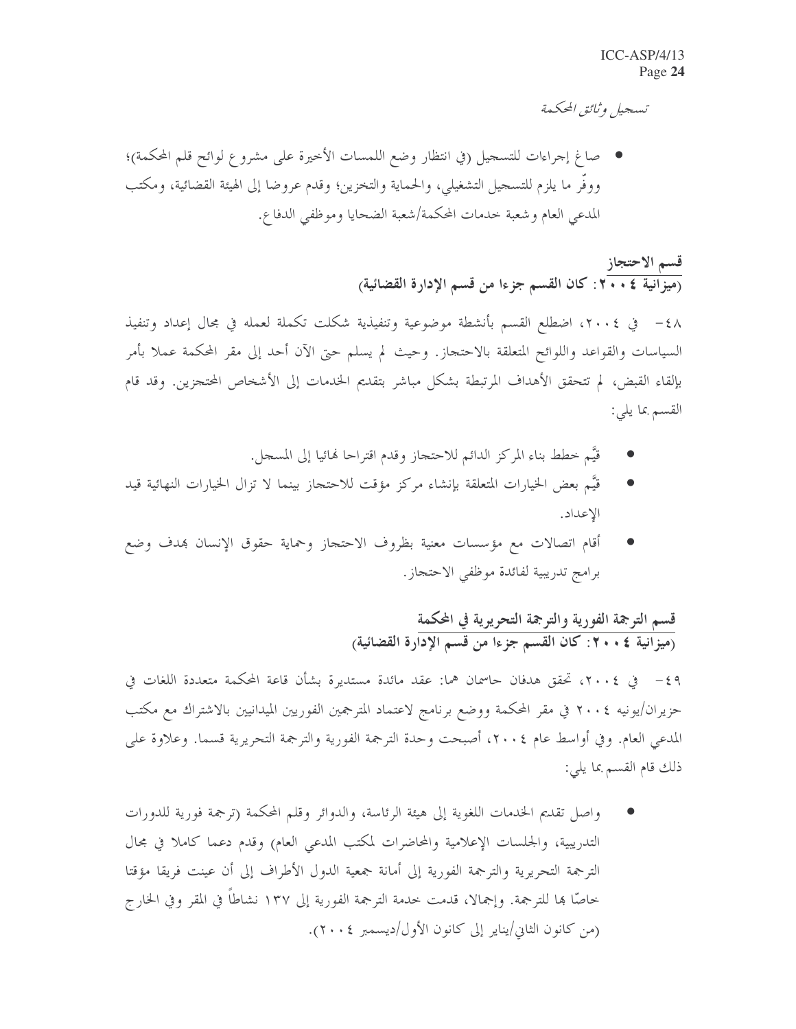*تسجيل وثائق المحكمة*

- صاغ إجراءات للتسجيل (في انتظار وضع اللمسات الأخيرة على مشروع لوائح قلم المحكمة)؛ ووفّر ما يلزم للتسجيل التشغيلي، والحماية والتخزين؛ وقدم عروضا إلى الهيئة القضائية، ومكتب المدعي العام وشعبة خدمات المحكمة/شعبة الضحايا وموظفي الدفاع.

### قسم الاحتجاز
**(ميزانية ٢٠٠٤: كان القسم جزءا من قسم الإدارة القضائية)**

٤٨- في ٢٠٠٤، اضطلع القسم بأنشطة موضوعية وتنفيذية شكلت تكملة لعمله في مجال إعداد وتنفيذ السياسات والقواعد واللوائح المتعلقة بالاحتجاز. وحيث لم يسلم حتى الآن أحد إلى مقر المحكمة عملا بأمر بإلقاء القبض، لم تتحقق الأهداف المرتبطة بشكل مباشر بتقديم الخدمات إلى الأشخاص المحتجزين. وقد قام القسم بما يلي:

- قيَّم خطط بناء المركز الدائم للاحتجاز وقدم اقتراحا نهائيا إلى المسجل.
- قيَّم بعض الخيارات المتعلقة بإنشاء مركز مؤقت للاحتجاز بينما لا تزال الخيارات النهائية قيد الإعداد.
- أقام اتصالات مع مؤسسات معنية بظروف الاحتجاز وحماية حقوق الإنسان بهدف وضع برامج تدريبية لفائدة موظفي الاحتجاز.

### قسم الترجمة الفورية والترجمة التحريرية في المحكمة
**(ميزانية ٢٠٠٤: كان القسم جزءا من قسم الإدارة القضائية)**

٤٩- في ٢٠٠٤، تحقق هدفان حاسمان هما: عقد مائدة مستديرة بشأن قاعة المحكمة متعددة اللغات في حزيران/يونيه ٢٠٠٤ في مقر المحكمة ووضع برنامج لاعتماد المترجمين الفوريين الميدانيين بالاشتراك مع مكتب المدعي العام. وفي أواسط عام ٢٠٠٤، أصبحت وحدة الترجمة الفورية والترجمة التحريرية قسما. وعلاوة على ذلك قام القسم بما يلي:

- واصل تقديم الخدمات اللغوية إلى هيئة الرئاسة، والدوائر وقلم المحكمة (ترجمة فورية للدورات التدريبية، والجلسات الإعلامية والمحاضرات لمكتب المدعي العام) وقدم دعما كاملا في مجال الترجمة التحريرية والترجمة الفورية إلى أمانة جمعية الدول الأطراف إلى أن عينت فريقا مؤقتا خاصّا بها للترجمة. وإجمالا، قدمت خدمة الترجمة الفورية إلى ١٣٧ نشاطاً في المقر وفي الخارج (من كانون الثاني/يناير إلى كانون الأول/ديسمبر ٢٠٠٤).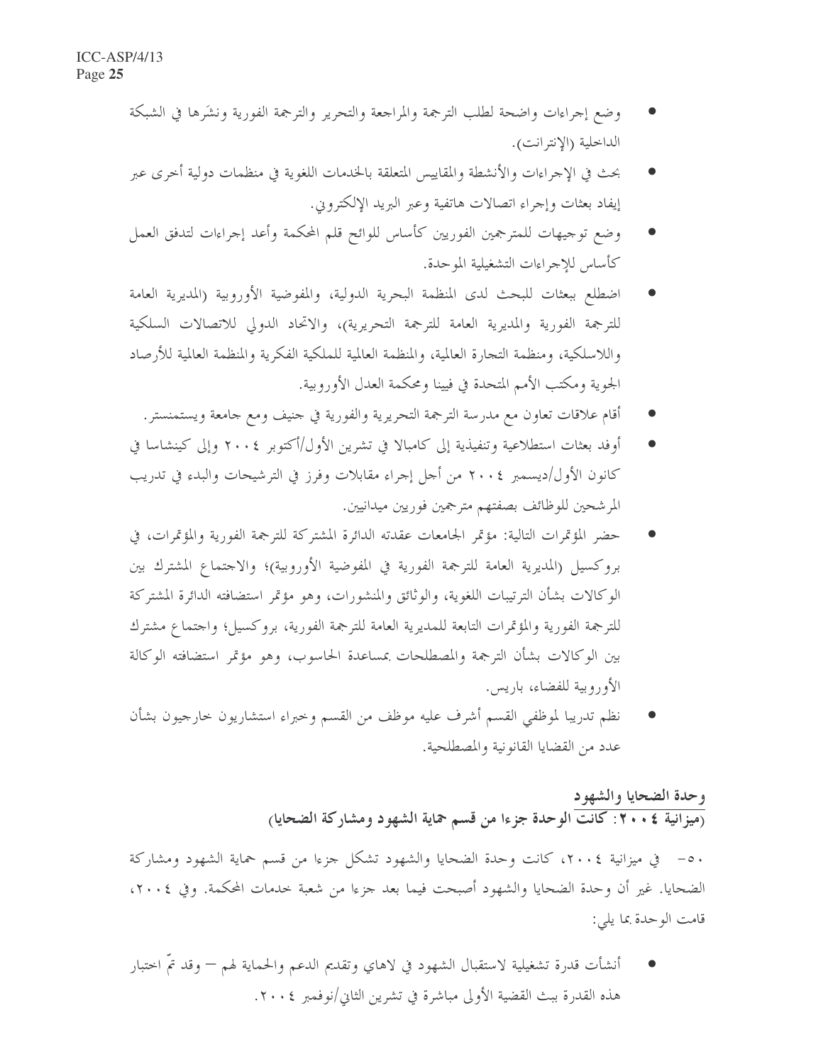- وضع إجراءات واضحة لطلب الترجمة والمراجعة والتحرير والترجمة الفورية ونشرَها في الشبكة الداخلية (الإنترانت).
- بحث في الإجراءات والأنشطة والمقاييس المتعلقة بالخدمات اللغوية في منظمات دولية أخرى عبر إيفاد بعثات وإجراء اتصالات هاتفية وعبر البريد الإلكتروني.
- وضع توجيهات للمترجمين الفوريين كأساس للوائح قلم المحكمة وأعد إجراءات لتدفق العمل كأساس للإجراءات التشغيلية الموحدة.
- اضطلع ببعثات للبحث لدى المنظمة البحرية الدولية، والمفوضية الأوروبية (المديرية العامة للترجمة الفورية والمديرية العامة للترجمة التحريرية)، والاتحاد الدولي للاتصالات السلكية واللاسلكية، ومنظمة التجارة العالمية، والمنظمة العالمية للملكية الفكرية والمنظمة العالمية للأرصاد الجوية ومكتب الأمم المتحدة في فيينا ومحكمة العدل الأوروبية.
- أقام علاقات تعاون مع مدرسة الترجمة التحريرية والفورية في جنيف ومع جامعة ويستمنستر.
- أوفد بعثات استطلاعية وتنفيذية إلى كامبالا في تشرين الأول/أكتوبر ٢٠٠٤ وإلى كينشاسا في كانون الأول/ديسمبر ٢٠٠٤ من أجل إجراء مقابلات وفرز في الترشيحات والبدء في تدريب المرشحين للوظائف بصفتهم مترجمين فوريين ميدانيين.
- حضر المؤتمرات التالية: مؤتمر الجامعات عقدته الدائرة المشتركة للترجمة الفورية والمؤتمرات، في بروكسيل (المديرية العامة للترجمة الفورية في المفوضية الأوروبية)؛ والاجتماع المشترك بين الوكالات بشأن الترتيبات اللغوية، والوثائق والمنشورات، وهو مؤتمر استضافته الدائرة المشتركة للترجمة الفورية والمؤتمرات التابعة للمديرية العامة للترجمة الفورية، بروكسيل؛ واجتماع مشترك بين الوكالات بشأن الترجمة والمصطلحات بمساعدة الحاسوب، وهو مؤتمر استضافته الوكالة الأوروبية للفضاء، باريس.
- نظم تدريبا لموظفي القسم أشرف عليه موظف من القسم وخبراء استشاريون خارجيون بشأن عدد من القضايا القانونية والمصطلحية.

### وحدة الضحايا والشهود
**(ميزانية ٢٠٠٤: كانت الوحدة جزءا من قسم حماية الشهود ومشاركة الضحايا)**

٥٠- في ميزانية ٢٠٠٤، كانت وحدة الضحايا والشهود تشكل جزءا من قسم حماية الشهود ومشاركة الضحايا. غير أن وحدة الضحايا والشهود أصبحت فيما بعد جزءا من شعبة خدمات المحكمة. وفي ٢٠٠٤، قامت الوحدة بما يلي:

- أنشأت قدرة تشغيلية لاستقبال الشهود في لاهاي وتقديم الدعم والحماية لهم — وقد تمّ اختبار هذه القدرة ببث القضية الأولى مباشرة في تشرين الثاني/نوفمبر ٢٠٠٤.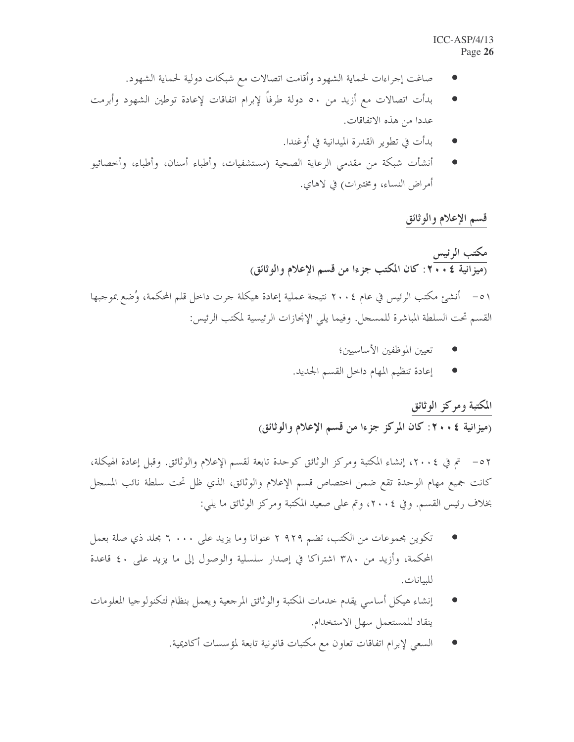- صاغت إجراءات لحماية الشهود وأقامت اتصالات مع شبكات دولية لحماية الشهود.
- بدأت اتصالات مع أزيد من ٥٠ دولة طرفاً لإبرام اتفاقات لإعادة توطين الشهود وأبرمت عددا من هذه الاتفاقات.
- بدأت في تطوير القدرة الميدانية في أوغندا.
- أنشأت شبكة من مقدمي الرعاية الصحية (مستشفيات، وأطباء أسنان، وأطباء، وأخصائيو أمراض النساء، ومختبرات) في لاهاي.

## قسم الإعلام والوثائق

### مكتب الرئيس

**(ميزانية ٢٠٠٤: كان المكتب جزءا من قسم الإعلام والوثائق)**

٥١- أنشئ مكتب الرئيس في عام ٢٠٠٤ نتيجة عملية إعادة هيكلة جرت داخل قلم المحكمة، وُضع بموجبها القسم تحت السلطة المباشرة للمسجل. وفيما يلي الإنجازات الرئيسية لمكتب الرئيس:

- تعيين الموظفين الأساسيين؛
- إعادة تنظيم المهام داخل القسم الجديد.

### المكتبة ومركز الوثائق

**(ميزانية ٢٠٠٤: كان المركز جزءا من قسم الإعلام والوثائق)**

٥٢- تم في ٢٠٠٤، إنشاء المكتبة ومركز الوثائق كوحدة تابعة لقسم الإعلام والوثائق. وقبل إعادة الهيكلة، كانت جميع مهام الوحدة تقع ضمن اختصاص قسم الإعلام والوثائق، الذي ظل تحت سلطة نائب المسجل بخلاف رئيس القسم. وفي ٢٠٠٤، وتم على صعيد المكتبة ومركز الوثائق ما يلي:

- تكوين مجموعات من الكتب، تضم ٢ ٩٢٩ عنوانا وما يزيد على ٦ ٠٠٠ مجلد ذي صلة بعمل المحكمة، وأزيد من ٣٨٠ اشتراكا في إصدار سلسلية والوصول إلى ما يزيد على ٤٠ قاعدة للبيانات.
- إنشاء هيكل أساسي يقدم خدمات المكتبة والوثائق المرجعية ويعمل بنظام لتكنولوجيا المعلومات ينقاد للمستعمل سهل الاستخدام.
- السعي لإبرام اتفاقات تعاون مع مكتبات قانونية تابعة لمؤسسات أكاديمية.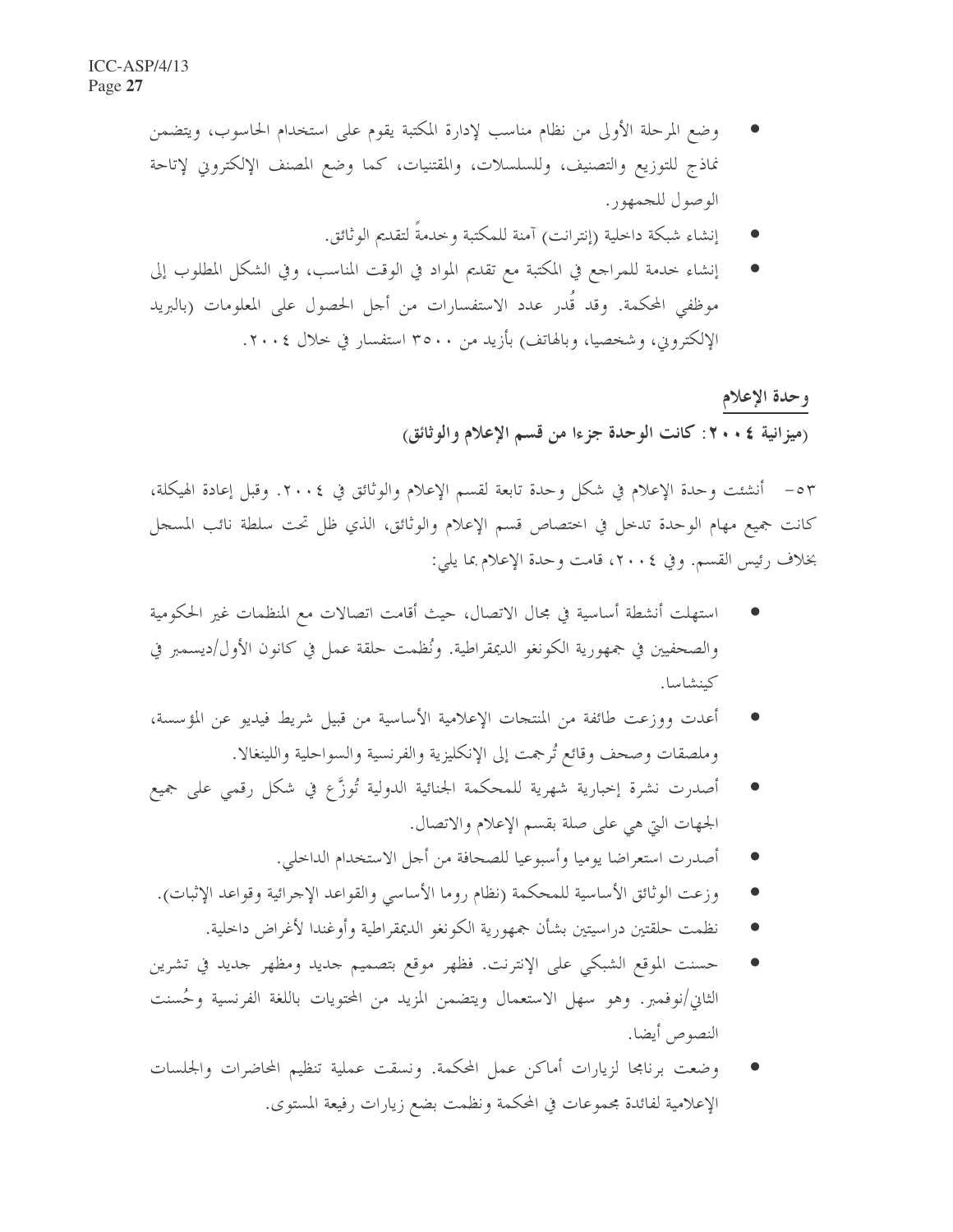- وضع المرحلة الأولى من نظام مناسب لإدارة المكتبة يقوم على استخدام الحاسوب، ويتضمن نماذج للتوزيع والتصنيف، وللسلسلات، والمقتنيات، كما وضع المصنف الإلكتروني لإتاحة الوصول للجمهور.
- إنشاء شبكة داخلية (إنترانت) آمنة للمكتبة وخدمةً لتقديم الوثائق.
- إنشاء خدمة للمراجع في المكتبة مع تقديم المواد في الوقت المناسب، وفي الشكل المطلوب إلى موظفي المحكمة. وقد قُدر عدد الاستفسارات من أجل الحصول على المعلومات (بالبريد الإلكتروني، وشخصيا، وبالهاتف) بأزيد من ٣٥٠٠ استفسار في خلال ٢٠٠٤.

## وحدة الإعلام

**(ميزانية ٢٠٠٤: كانت الوحدة جزءا من قسم الإعلام والوثائق)**

٥٣- أنشئت وحدة الإعلام في شكل وحدة تابعة لقسم الإعلام والوثائق في ٢٠٠٤. وقبل إعادة الهيكلة، كانت جميع مهام الوحدة تدخل في اختصاص قسم الإعلام والوثائق، الذي ظل تحت سلطة نائب المسجل بخلاف رئيس القسم. وفي ٢٠٠٤، قامت وحدة الإعلام بما يلي:

- استهلت أنشطة أساسية في مجال الاتصال، حيث أقامت اتصالات مع المنظمات غير الحكومية والصحفيين في جمهورية الكونغو الديمقراطية. ونُظمت حلقة عمل في كانون الأول/ديسمبر في كينشاسا.
- أعدت ووزعت طائفة من المنتجات الإعلامية الأساسية من قبيل شريط فيديو عن المؤسسة، وملصقات وصحف وقائع تُرجمت إلى الإنكليزية والفرنسية والسواحلية واللينغالا.
- أصدرت نشرة إخبارية شهرية للمحكمة الجنائية الدولية تُوزَّع في شكل رقمي على جميع الجهات التي هي على صلة بقسم الإعلام والاتصال.
- أصدرت استعراضا يوميا وأسبوعيا للصحافة من أجل الاستخدام الداخلي.
- وزعت الوثائق الأساسية للمحكمة (نظام روما الأساسي والقواعد الإجرائية وقواعد الإثبات).
- نظمت حلقتين دراسيتين بشأن جمهورية الكونغو الديمقراطية وأوغندا لأغراض داخلية.
- حسنت الموقع الشبكي على الإنترنت. فظهر موقع بتصميم جديد ومظهر جديد في تشرين الثاني/نوفمبر. وهو سهل الاستعمال ويتضمن المزيد من المحتويات باللغة الفرنسية وحُسنت النصوص أيضا.
- وضعت برنامجا لزيارات أماكن عمل المحكمة. ونسقت عملية تنظيم المحاضرات والجلسات الإعلامية لفائدة مجموعات في المحكمة ونظمت بضع زيارات رفيعة المستوى.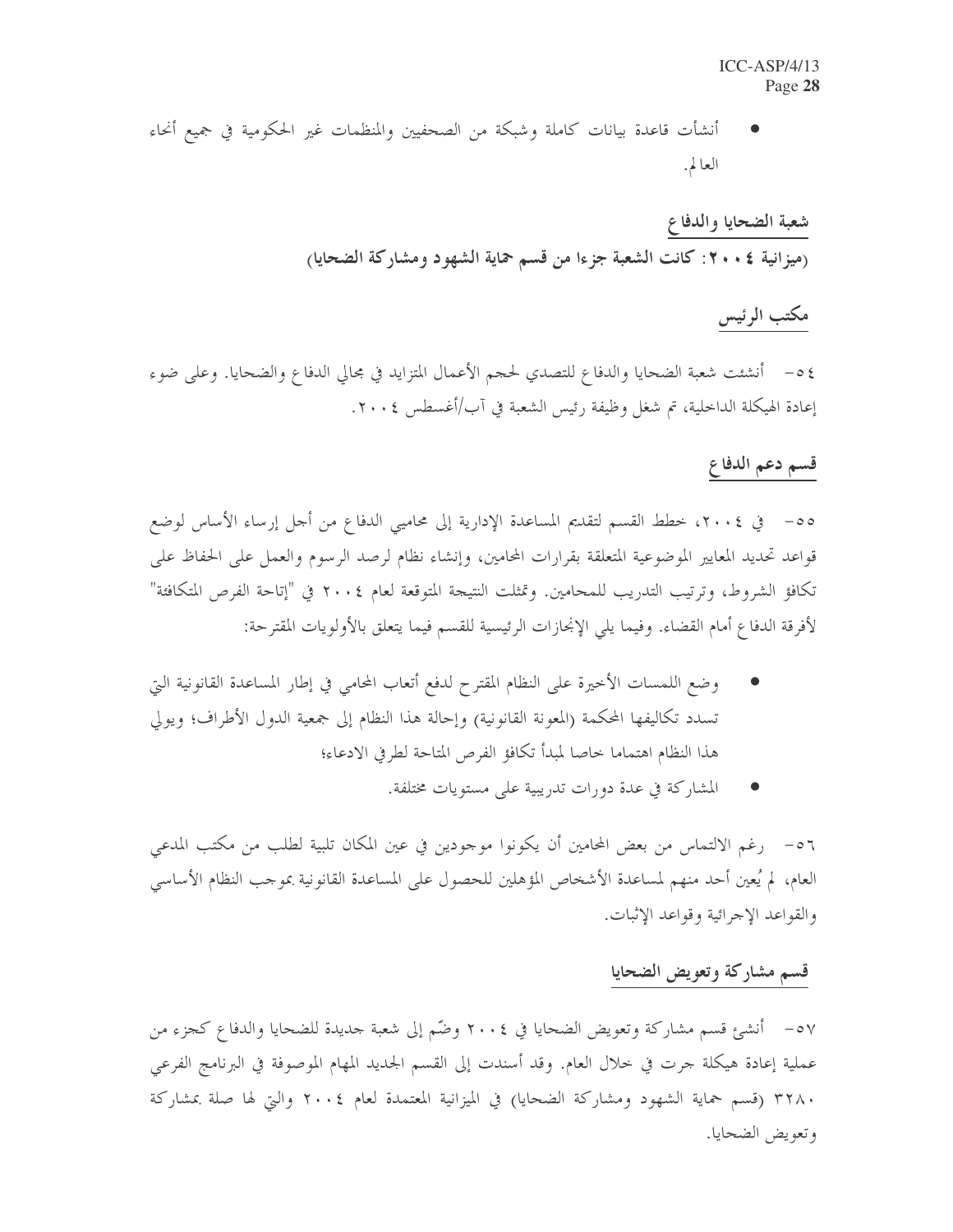- أنشأت قاعدة بيانات كاملة وشبكة من الصحفيين والمنظمات غير الحكومية في جميع أنحاء العالم.

## شعبة الضحايا والدفاع

**(ميزانية ٢٠٠٤: كانت الشعبة جزءا من قسم حماية الشهود ومشاركة الضحايا)**

### مكتب الرئيس

٥٤- أنشئت شعبة الضحايا والدفاع للتصدي لحجم الأعمال المتزايد في مجالي الدفاع والضحايا. وعلى ضوء إعادة الهيكلة الداخلية، تم شغل وظيفة رئيس الشعبة في آب/أغسطس ٢٠٠٤.

### قسم دعم الدفاع

٥٥- في ٢٠٠٤، خطط القسم لتقديم المساعدة الإدارية إلى محاميي الدفاع من أجل إرساء الأساس لوضع قواعد تحديد المعايير الموضوعية المتعلقة بقرارات المحامين، وإنشاء نظام لرصد الرسوم والعمل على الحفاظ على تكافؤ الشروط، وترتيب التدريب للمحامين. وتمثلت النتيجة المتوقعة لعام ٢٠٠٤ في "إتاحة الفرص المتكافئة" لأفرقة الدفاع أمام القضاء. وفيما يلي الإنجازات الرئيسية للقسم فيما يتعلق بالأولويات المقترحة:

- وضع اللمسات الأخيرة على النظام المقترح لدفع أتعاب المحامي في إطار المساعدة القانونية التي تسدد تكاليفها المحكمة (المعونة القانونية) وإحالة هذا النظام إلى جمعية الدول الأطراف؛ ويولي هذا النظام اهتماما خاصا لمبدأ تكافؤ الفرص المتاحة لطرفي الادعاء؛
- المشاركة في عدة دورات تدريبية على مستويات مختلفة.

٥٦- رغم الالتماس من بعض المحامين أن يكونوا موجودين في عين المكان تلبية لطلب من مكتب المدعي العام، لم يُعين أحد منهم لمساعدة الأشخاص المؤهلين للحصول على المساعدة القانونية بموجب النظام الأساسي والقواعد الإجرائية وقواعد الإثبات.

### قسم مشاركة وتعويض الضحايا

٥٧- أنشئ قسم مشاركة وتعويض الضحايا في ٢٠٠٤ وضّم إلى شعبة جديدة للضحايا والدفاع كجزء من عملية إعادة هيكلة جرت في خلال العام. وقد أسندت إلى القسم الجديد المهام الموصوفة في البرنامج الفرعي ٣٢٨٠ (قسم حماية الشهود ومشاركة الضحايا) في الميزانية المعتمدة لعام ٢٠٠٤ والتي لها صلة بمشاركة وتعويض الضحايا.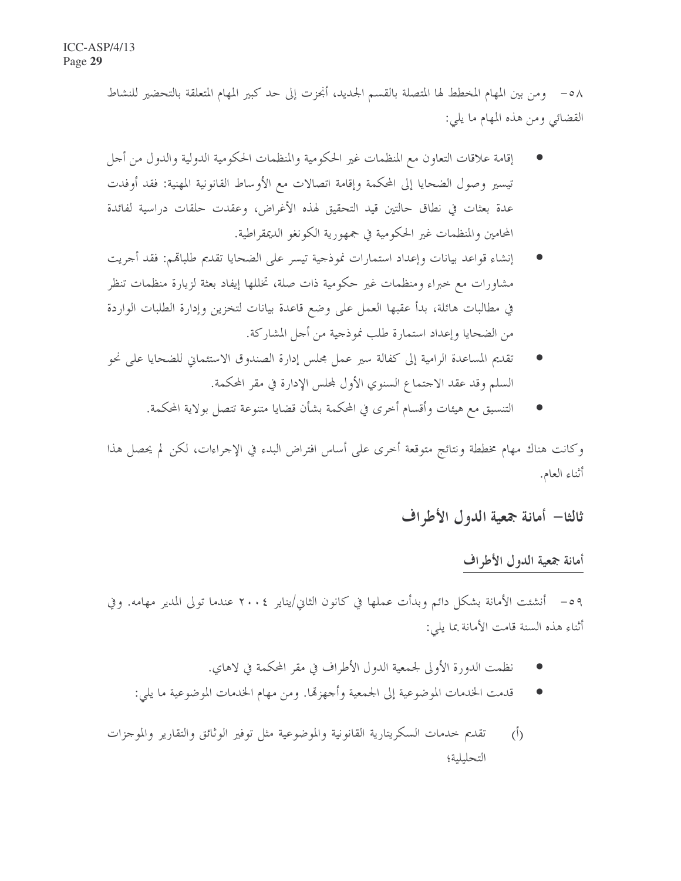٥٨- ومن بين المهام المخطط لها المتصلة بالقسم الجديد، أنجزت إلى حد كبير المهام المتعلقة بالتحضير للنشاط القضائي ومن هذه المهام ما يلي:

- إقامة علاقات التعاون مع المنظمات غير الحكومية والمنظمات الحكومية الدولية والدول من أجل تيسير وصول الضحايا إلى المحكمة وإقامة اتصالات مع الأوساط القانونية المهنية: فقد أوفدت عدة بعثات في نطاق حالتين قيد التحقيق لهذه الأغراض، وعقدت حلقات دراسية لفائدة المحامين والمنظمات غير الحكومية في جمهورية الكونغو الديمقراطية.
- إنشاء قواعد بيانات وإعداد استمارات نموذجية تيسر على الضحايا تقديم طلباتهم: فقد أجريت مشاورات مع خبراء ومنظمات غير حكومية ذات صلة، تخللها إيفاد بعثة لزيارة منظمات تنظر في مطالبات هائلة، بدأ عقبها العمل على وضع قاعدة بيانات لتخزين وإدارة الطلبات الواردة من الضحايا وإعداد استمارة طلب نموذجية من أجل المشاركة.
- تقديم المساعدة الرامية إلى كفالة سير عمل مجلس إدارة الصندوق الاستئماني للضحايا على نحو السلم وقد عقد الاجتماع السنوي الأول لمجلس الإدارة في مقر المحكمة.
- التنسيق مع هيئات وأقسام أخرى في المحكمة بشأن قضايا متنوعة تتصل بولاية المحكمة.

وكانت هناك مهام مخططة ونتائج متوقعة أخرى على أساس افتراض البدء في الإجراءات، لكن لم يحصل هذا أثناء العام.

## ثالثا- أمانة جمعية الدول الأطراف

### أمانة جمعية الدول الأطراف

٥٩- أنشئت الأمانة بشكل دائم وبدأت عملها في كانون الثاني/يناير ٢٠٠٤ عندما تولى المدير مهامه. وفي أثناء هذه السنة قامت الأمانة بما يلي:

- نظمت الدورة الأولى لجمعية الدول الأطراف في مقر المحكمة في لاهاي.
- قدمت الخدمات الموضوعية إلى الجمعية وأجهزتها. ومن مهام الخدمات الموضوعية ما يلي:

(أ) تقديم خدمات السكريتارية القانونية والموضوعية مثل توفير الوثائق والتقارير والموجزات التحليلية؛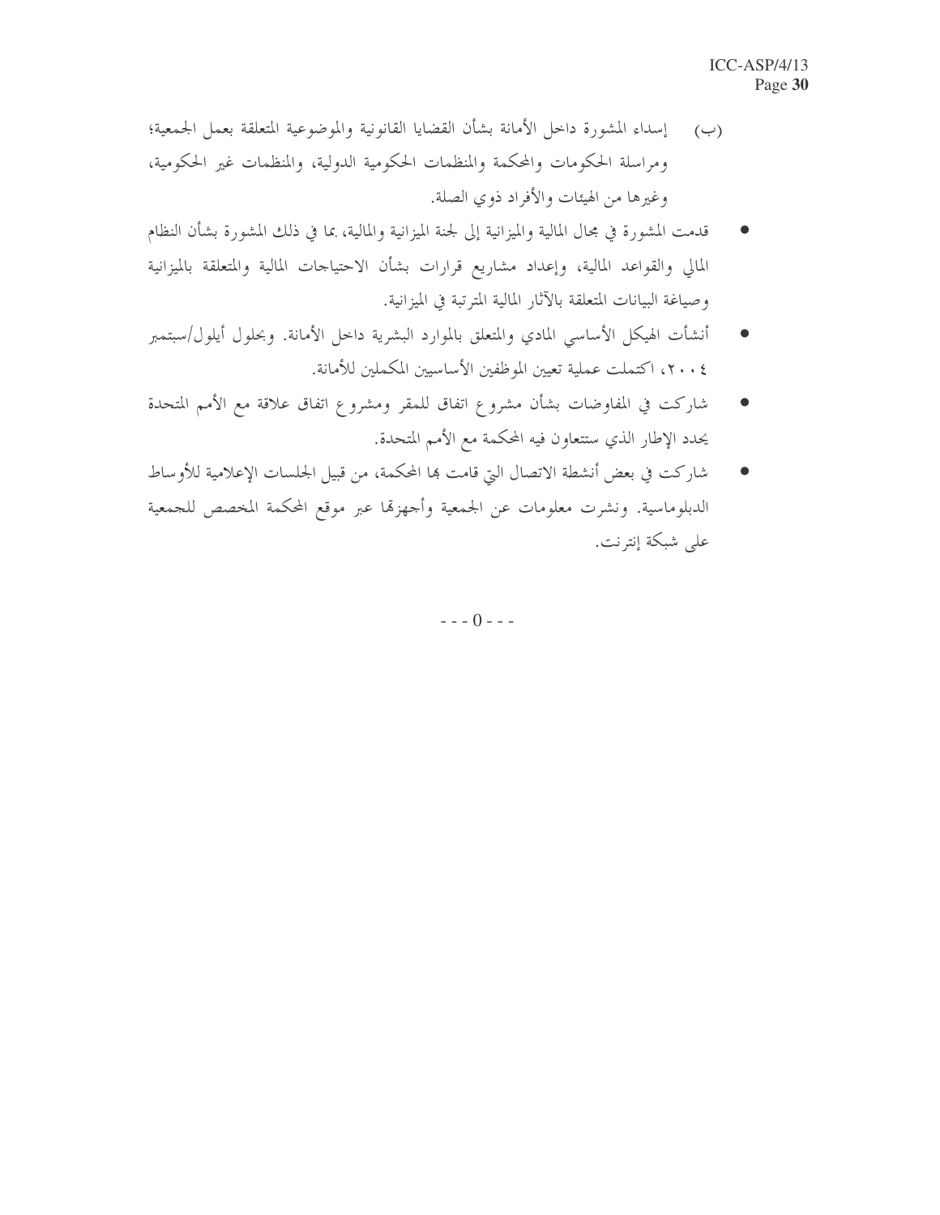(ب) إسداء المشورة داخل الأمانة بشأن القضايا القانونية والموضوعية المتعلقة بعمل الجمعية؛ ومراسلة الحكومات والمحكمة والمنظمات الحكومية الدولية، والمنظمات غير الحكومية، وغيرها من الهيئات والأفراد ذوي الصلة.

- قدمت المشورة في مجال المالية والميزانية إلى لجنة الميزانية والمالية، بما في ذلك المشورة بشأن النظام المالي والقواعد المالية، وإعداد مشاريع قرارات بشأن الاحتياجات المالية والمتعلقة بالميزانية وصياغة البيانات المتعلقة بالآثار المالية المترتبة في الميزانية.
- أنشأت الهيكل الأساسي المادي والمتعلق بالموارد البشرية داخل الأمانة. وبحلول أيلول/سبتمبر ٢٠٠٤، اكتملت عملية تعيين الموظفين الأساسيين المكملين للأمانة.
- شاركت في المفاوضات بشأن مشروع اتفاق للمقر ومشروع اتفاق علاقة مع الأمم المتحدة يحدد الإطار الذي ستتعاون فيه المحكمة مع الأمم المتحدة.
- شاركت في بعض أنشطة الاتصال التي قامت بها المحكمة، من قبيل الجلسات الإعلامية للأوساط الدبلوماسية. ونشرت معلومات عن الجمعية وأجهزتها عبر موقع المحكمة المخصص للجمعية على شبكة إنترنت.

- - - 0 - - -